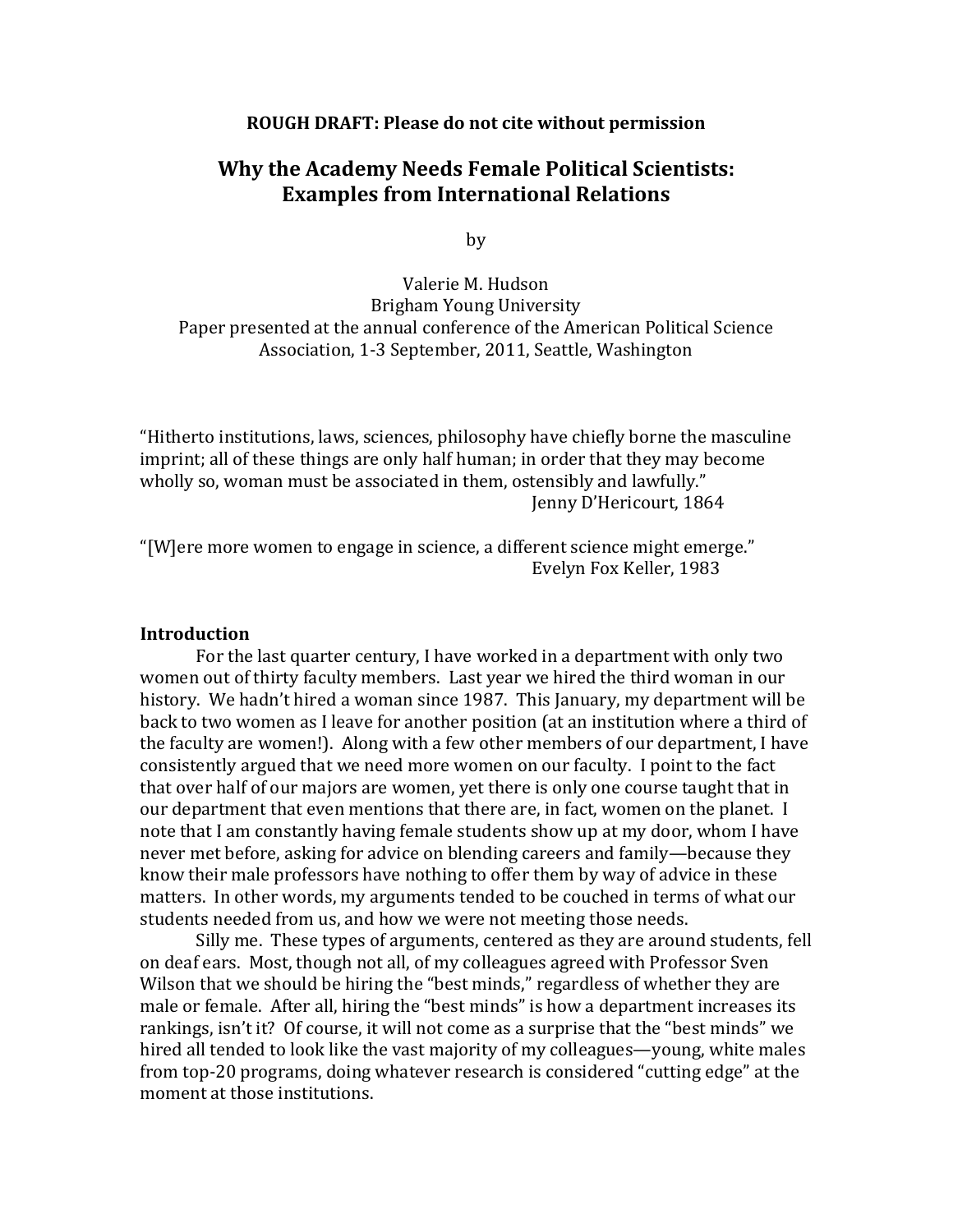**ROUGH DRAFT: Please do not cite without permission**

# Why the Academy Needs Female Political Scientists: Examples from International Relations

by

Valerie M. Hudson
Brigham Young University
Paper presented at the annual conference of the American Political Science Association, 1-3 September, 2011, Seattle, Washington

"Hitherto institutions, laws, sciences, philosophy have chiefly borne the masculine imprint; all of these things are only half human; in order that they may become wholly so, woman must be associated in them, ostensibly and lawfully."
Jenny D'Hericourt, 1864

"[W]ere more women to engage in science, a different science might emerge."
Evelyn Fox Keller, 1983

## Introduction

For the last quarter century, I have worked in a department with only two women out of thirty faculty members. Last year we hired the third woman in our history. We hadn't hired a woman since 1987. This January, my department will be back to two women as I leave for another position (at an institution where a third of the faculty are women!). Along with a few other members of our department, I have consistently argued that we need more women on our faculty. I point to the fact that over half of our majors are women, yet there is only one course taught that in our department that even mentions that there are, in fact, women on the planet. I note that I am constantly having female students show up at my door, whom I have never met before, asking for advice on blending careers and family—because they know their male professors have nothing to offer them by way of advice in these matters. In other words, my arguments tended to be couched in terms of what our students needed from us, and how we were not meeting those needs.

Silly me. These types of arguments, centered as they are around students, fell on deaf ears. Most, though not all, of my colleagues agreed with Professor Sven Wilson that we should be hiring the "best minds," regardless of whether they are male or female. After all, hiring the "best minds" is how a department increases its rankings, isn't it? Of course, it will not come as a surprise that the "best minds" we hired all tended to look like the vast majority of my colleagues—young, white males from top-20 programs, doing whatever research is considered "cutting edge" at the moment at those institutions.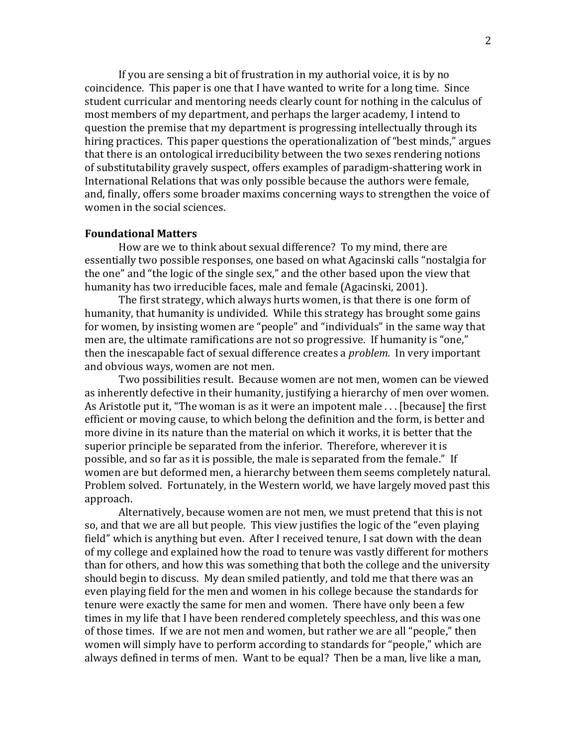If you are sensing a bit of frustration in my authorial voice, it is by no coincidence. This paper is one that I have wanted to write for a long time. Since student curricular and mentoring needs clearly count for nothing in the calculus of most members of my department, and perhaps the larger academy, I intend to question the premise that my department is progressing intellectually through its hiring practices. This paper questions the operationalization of "best minds," argues that there is an ontological irreducibility between the two sexes rendering notions of substitutability gravely suspect, offers examples of paradigm-shattering work in International Relations that was only possible because the authors were female, and, finally, offers some broader maxims concerning ways to strengthen the voice of women in the social sciences.

**Foundational Matters**

How are we to think about sexual difference? To my mind, there are essentially two possible responses, one based on what Agacinski calls "nostalgia for the one" and "the logic of the single sex," and the other based upon the view that humanity has two irreducible faces, male and female (Agacinski, 2001).

The first strategy, which always hurts women, is that there is one form of humanity, that humanity is undivided. While this strategy has brought some gains for women, by insisting women are "people" and "individuals" in the same way that men are, the ultimate ramifications are not so progressive. If humanity is "one," then the inescapable fact of sexual difference creates a *problem.* In very important and obvious ways, women are not men.

Two possibilities result. Because women are not men, women can be viewed as inherently defective in their humanity, justifying a hierarchy of men over women. As Aristotle put it, "The woman is as it were an impotent male . . . [because] the first efficient or moving cause, to which belong the definition and the form, is better and more divine in its nature than the material on which it works, it is better that the superior principle be separated from the inferior. Therefore, wherever it is possible, and so far as it is possible, the male is separated from the female." If women are but deformed men, a hierarchy between them seems completely natural. Problem solved. Fortunately, in the Western world, we have largely moved past this approach.

Alternatively, because women are not men, we must pretend that this is not so, and that we are all but people. This view justifies the logic of the "even playing field" which is anything but even. After I received tenure, I sat down with the dean of my college and explained how the road to tenure was vastly different for mothers than for others, and how this was something that both the college and the university should begin to discuss. My dean smiled patiently, and told me that there was an even playing field for the men and women in his college because the standards for tenure were exactly the same for men and women. There have only been a few times in my life that I have been rendered completely speechless, and this was one of those times. If we are not men and women, but rather we are all "people," then women will simply have to perform according to standards for "people," which are always defined in terms of men. Want to be equal? Then be a man, live like a man,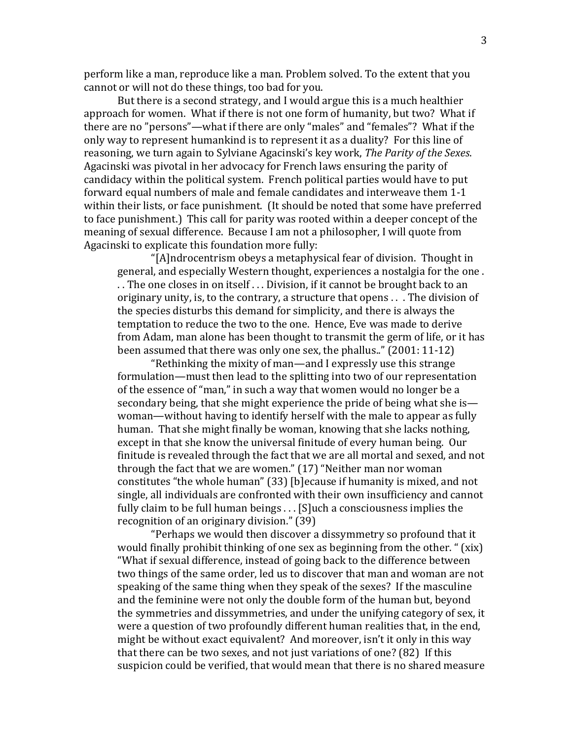perform like a man, reproduce like a man. Problem solved. To the extent that you cannot or will not do these things, too bad for you.

But there is a second strategy, and I would argue this is a much healthier approach for women. What if there is not one form of humanity, but two? What if there are no "persons"—what if there are only "males" and "females"? What if the only way to represent humankind is to represent it as a duality? For this line of reasoning, we turn again to Sylviane Agacinski's key work, *The Parity of the Sexes*. Agacinski was pivotal in her advocacy for French laws ensuring the parity of candidacy within the political system. French political parties would have to put forward equal numbers of male and female candidates and interweave them 1-1 within their lists, or face punishment. (It should be noted that some have preferred to face punishment.) This call for parity was rooted within a deeper concept of the meaning of sexual difference. Because I am not a philosopher, I will quote from Agacinski to explicate this foundation more fully:

> "[A]ndrocentrism obeys a metaphysical fear of division. Thought in general, and especially Western thought, experiences a nostalgia for the one . . . The one closes in on itself . . . Division, if it cannot be brought back to an originary unity, is, to the contrary, a structure that opens . . . The division of the species disturbs this demand for simplicity, and there is always the temptation to reduce the two to the one. Hence, Eve was made to derive from Adam, man alone has been thought to transmit the germ of life, or it has been assumed that there was only one sex, the phallus.." (2001: 11-12)
>
> "Rethinking the mixity of man—and I expressly use this strange formulation—must then lead to the splitting into two of our representation of the essence of "man," in such a way that women would no longer be a secondary being, that she might experience the pride of being what she is—woman—without having to identify herself with the male to appear as fully human. That she might finally be woman, knowing that she lacks nothing, except in that she know the universal finitude of every human being. Our finitude is revealed through the fact that we are all mortal and sexed, and not through the fact that we are women." (17) "Neither man nor woman constitutes "the whole human" (33) [b]ecause if humanity is mixed, and not single, all individuals are confronted with their own insufficiency and cannot fully claim to be full human beings . . . [S]uch a consciousness implies the recognition of an originary division." (39)
>
> "Perhaps we would then discover a dissymmetry so profound that it would finally prohibit thinking of one sex as beginning from the other. " (xix) "What if sexual difference, instead of going back to the difference between two things of the same order, led us to discover that man and woman are not speaking of the same thing when they speak of the sexes? If the masculine and the feminine were not only the double form of the human but, beyond the symmetries and dissymmetries, and under the unifying category of sex, it were a question of two profoundly different human realities that, in the end, might be without exact equivalent? And moreover, isn't it only in this way that there can be two sexes, and not just variations of one? (82) If this suspicion could be verified, that would mean that there is no shared measure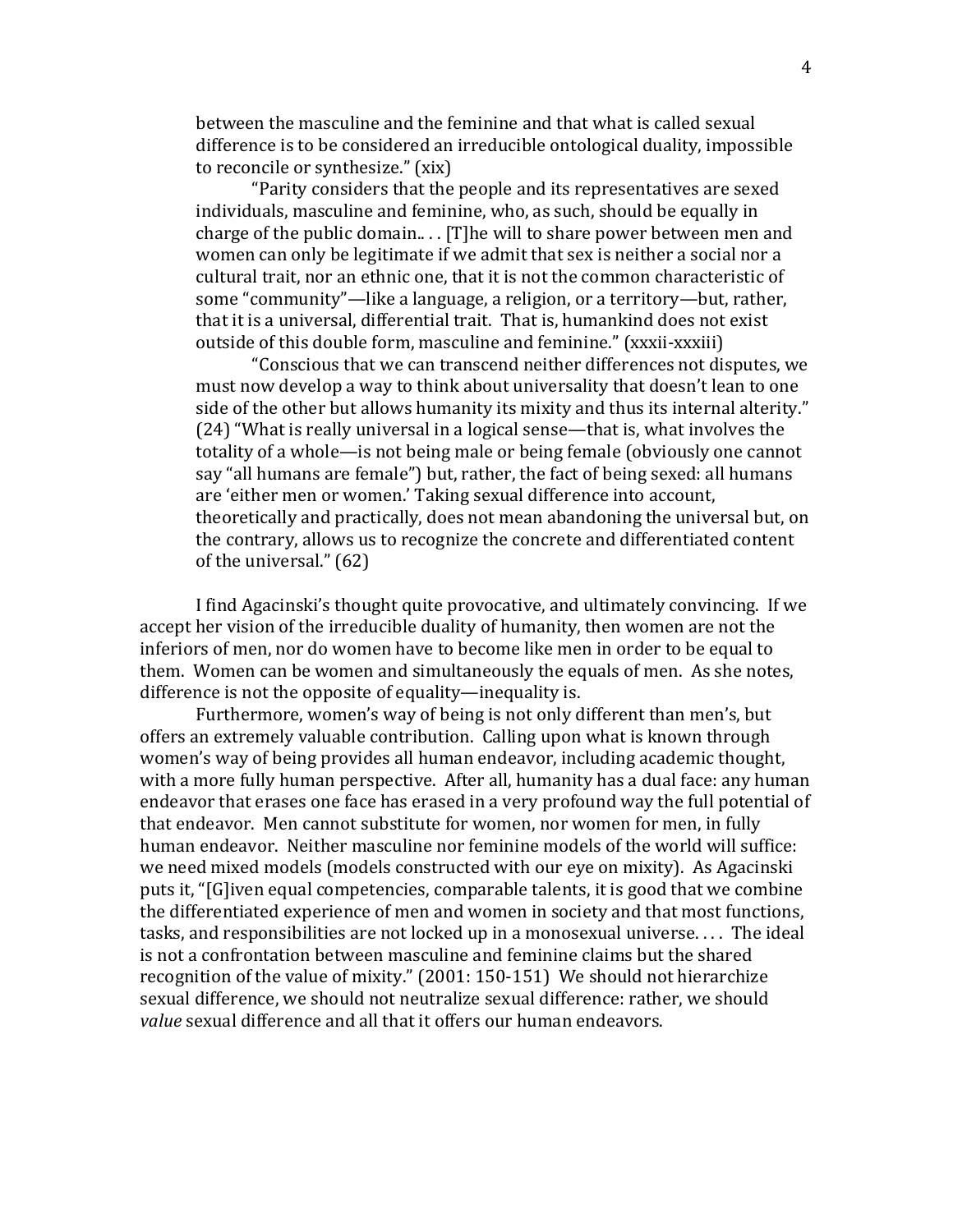> between the masculine and the feminine and that what is called sexual difference is to be considered an irreducible ontological duality, impossible to reconcile or synthesize." (xix)
>
> "Parity considers that the people and its representatives are sexed individuals, masculine and feminine, who, as such, should be equally in charge of the public domain.. . . [T]he will to share power between men and women can only be legitimate if we admit that sex is neither a social nor a cultural trait, nor an ethnic one, that it is not the common characteristic of some "community"—like a language, a religion, or a territory—but, rather, that it is a universal, differential trait. That is, humankind does not exist outside of this double form, masculine and feminine." (xxxii-xxxiii)
>
> "Conscious that we can transcend neither differences not disputes, we must now develop a way to think about universality that doesn't lean to one side of the other but allows humanity its mixity and thus its internal alterity." (24) "What is really universal in a logical sense—that is, what involves the totality of a whole—is not being male or being female (obviously one cannot say "all humans are female") but, rather, the fact of being sexed: all humans are 'either men or women.' Taking sexual difference into account, theoretically and practically, does not mean abandoning the universal but, on the contrary, allows us to recognize the concrete and differentiated content of the universal." (62)

I find Agacinski's thought quite provocative, and ultimately convincing. If we accept her vision of the irreducible duality of humanity, then women are not the inferiors of men, nor do women have to become like men in order to be equal to them. Women can be women and simultaneously the equals of men. As she notes, difference is not the opposite of equality—inequality is.

Furthermore, women's way of being is not only different than men's, but offers an extremely valuable contribution. Calling upon what is known through women's way of being provides all human endeavor, including academic thought, with a more fully human perspective. After all, humanity has a dual face: any human endeavor that erases one face has erased in a very profound way the full potential of that endeavor. Men cannot substitute for women, nor women for men, in fully human endeavor. Neither masculine nor feminine models of the world will suffice: we need mixed models (models constructed with our eye on mixity). As Agacinski puts it, "[G]iven equal competencies, comparable talents, it is good that we combine the differentiated experience of men and women in society and that most functions, tasks, and responsibilities are not locked up in a monosexual universe. . . . The ideal is not a confrontation between masculine and feminine claims but the shared recognition of the value of mixity." (2001: 150-151) We should not hierarchize sexual difference, we should not neutralize sexual difference: rather, we should *value* sexual difference and all that it offers our human endeavors.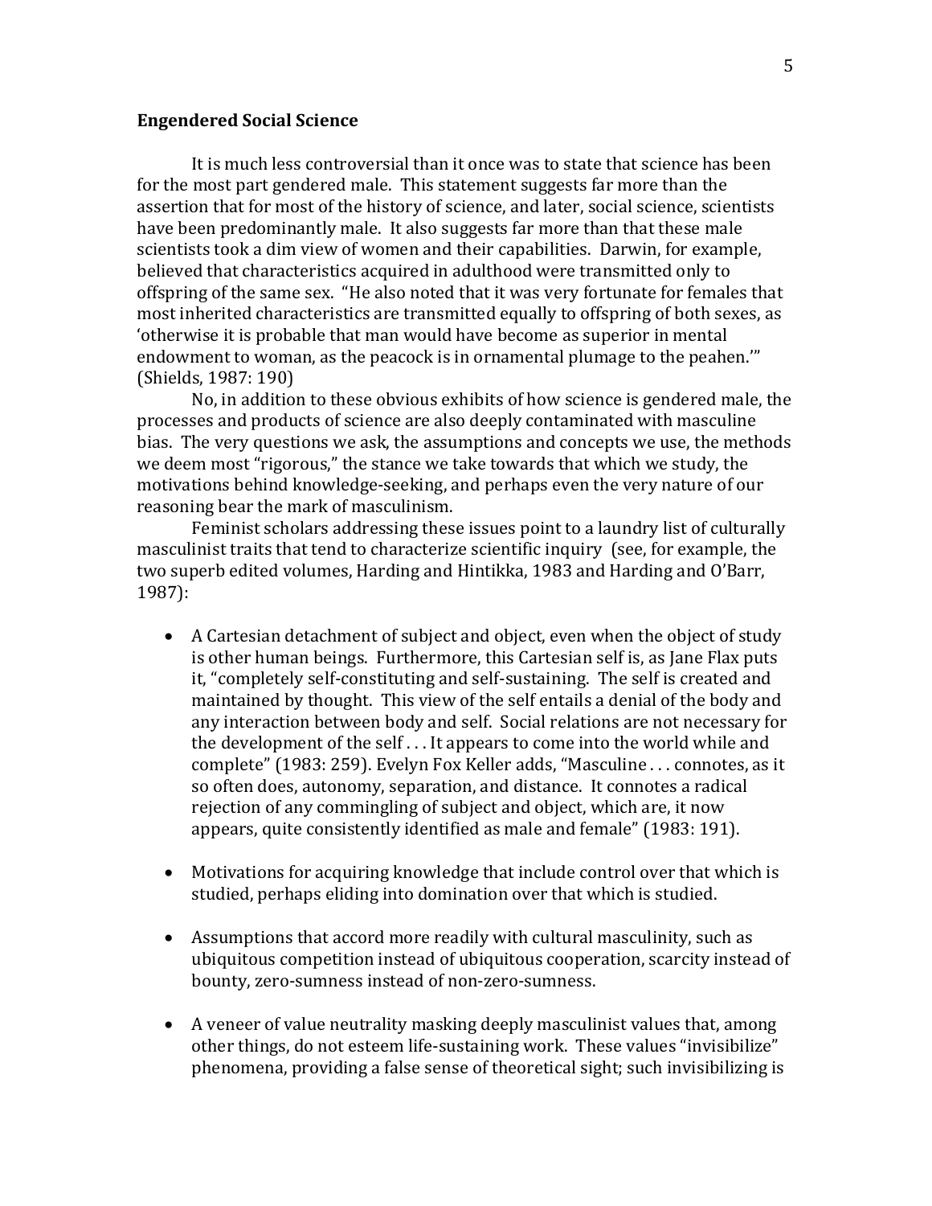**Engendered Social Science**

It is much less controversial than it once was to state that science has been for the most part gendered male. This statement suggests far more than the assertion that for most of the history of science, and later, social science, scientists have been predominantly male. It also suggests far more than that these male scientists took a dim view of women and their capabilities. Darwin, for example, believed that characteristics acquired in adulthood were transmitted only to offspring of the same sex. "He also noted that it was very fortunate for females that most inherited characteristics are transmitted equally to offspring of both sexes, as 'otherwise it is probable that man would have become as superior in mental endowment to woman, as the peacock is in ornamental plumage to the peahen.'" (Shields, 1987: 190)

No, in addition to these obvious exhibits of how science is gendered male, the processes and products of science are also deeply contaminated with masculine bias. The very questions we ask, the assumptions and concepts we use, the methods we deem most "rigorous," the stance we take towards that which we study, the motivations behind knowledge-seeking, and perhaps even the very nature of our reasoning bear the mark of masculinism.

Feminist scholars addressing these issues point to a laundry list of culturally masculinist traits that tend to characterize scientific inquiry (see, for example, the two superb edited volumes, Harding and Hintikka, 1983 and Harding and O'Barr, 1987):

- A Cartesian detachment of subject and object, even when the object of study is other human beings. Furthermore, this Cartesian self is, as Jane Flax puts it, "completely self-constituting and self-sustaining. The self is created and maintained by thought. This view of the self entails a denial of the body and any interaction between body and self. Social relations are not necessary for the development of the self . . . It appears to come into the world while and complete" (1983: 259). Evelyn Fox Keller adds, "Masculine . . . connotes, as it so often does, autonomy, separation, and distance. It connotes a radical rejection of any commingling of subject and object, which are, it now appears, quite consistently identified as male and female" (1983: 191).

- Motivations for acquiring knowledge that include control over that which is studied, perhaps eliding into domination over that which is studied.

- Assumptions that accord more readily with cultural masculinity, such as ubiquitous competition instead of ubiquitous cooperation, scarcity instead of bounty, zero-sumness instead of non-zero-sumness.

- A veneer of value neutrality masking deeply masculinist values that, among other things, do not esteem life-sustaining work. These values "invisibilize" phenomena, providing a false sense of theoretical sight; such invisibilizing is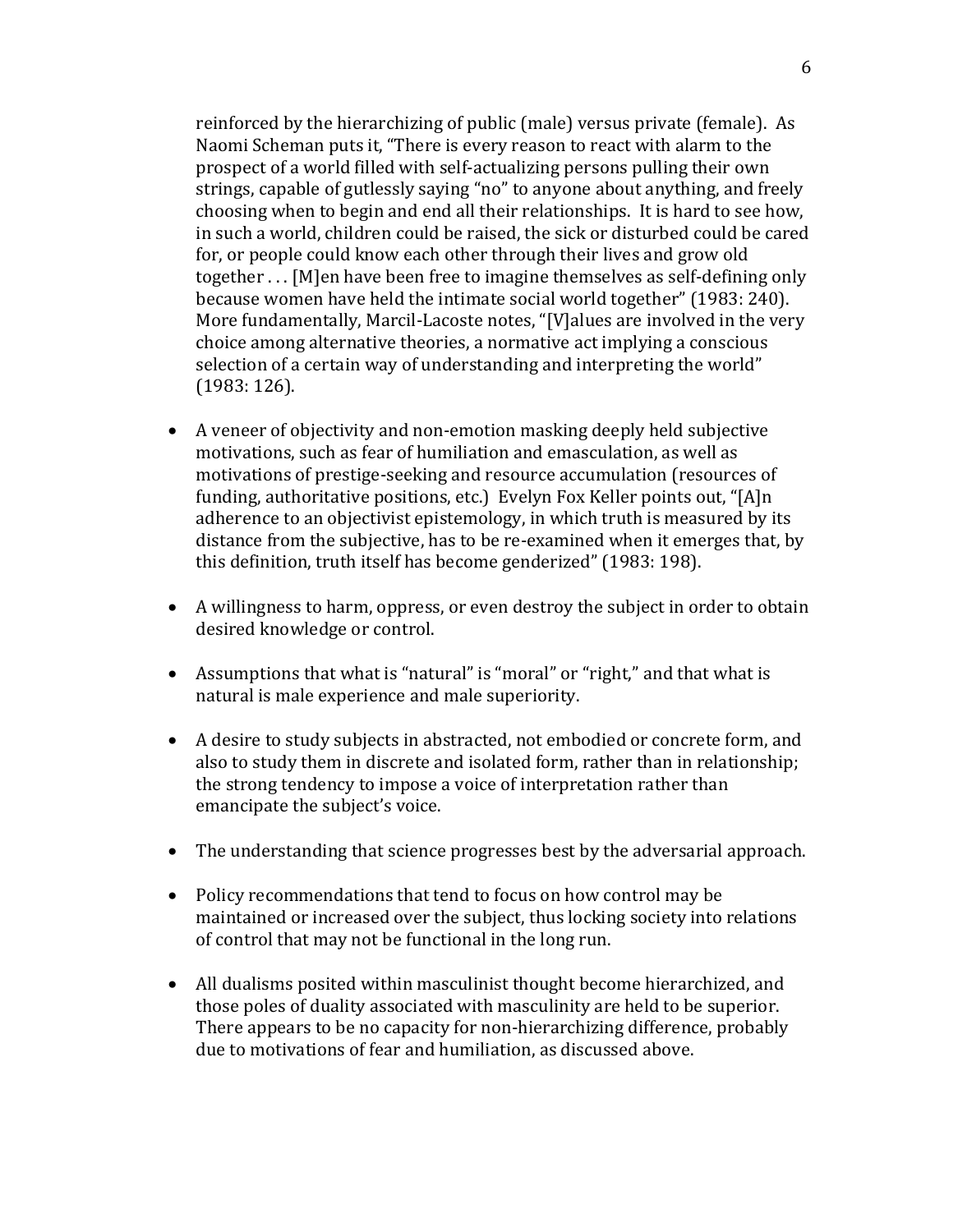reinforced by the hierarchizing of public (male) versus private (female). As Naomi Scheman puts it, "There is every reason to react with alarm to the prospect of a world filled with self-actualizing persons pulling their own strings, capable of gutlessly saying "no" to anyone about anything, and freely choosing when to begin and end all their relationships. It is hard to see how, in such a world, children could be raised, the sick or disturbed could be cared for, or people could know each other through their lives and grow old together . . . [M]en have been free to imagine themselves as self-defining only because women have held the intimate social world together" (1983: 240). More fundamentally, Marcil-Lacoste notes, "[V]alues are involved in the very choice among alternative theories, a normative act implying a conscious selection of a certain way of understanding and interpreting the world" (1983: 126).

- A veneer of objectivity and non-emotion masking deeply held subjective motivations, such as fear of humiliation and emasculation, as well as motivations of prestige-seeking and resource accumulation (resources of funding, authoritative positions, etc.) Evelyn Fox Keller points out, "[A]n adherence to an objectivist epistemology, in which truth is measured by its distance from the subjective, has to be re-examined when it emerges that, by this definition, truth itself has become genderized" (1983: 198).

- A willingness to harm, oppress, or even destroy the subject in order to obtain desired knowledge or control.

- Assumptions that what is "natural" is "moral" or "right," and that what is natural is male experience and male superiority.

- A desire to study subjects in abstracted, not embodied or concrete form, and also to study them in discrete and isolated form, rather than in relationship; the strong tendency to impose a voice of interpretation rather than emancipate the subject's voice.

- The understanding that science progresses best by the adversarial approach.

- Policy recommendations that tend to focus on how control may be maintained or increased over the subject, thus locking society into relations of control that may not be functional in the long run.

- All dualisms posited within masculinist thought become hierarchized, and those poles of duality associated with masculinity are held to be superior. There appears to be no capacity for non-hierarchizing difference, probably due to motivations of fear and humiliation, as discussed above.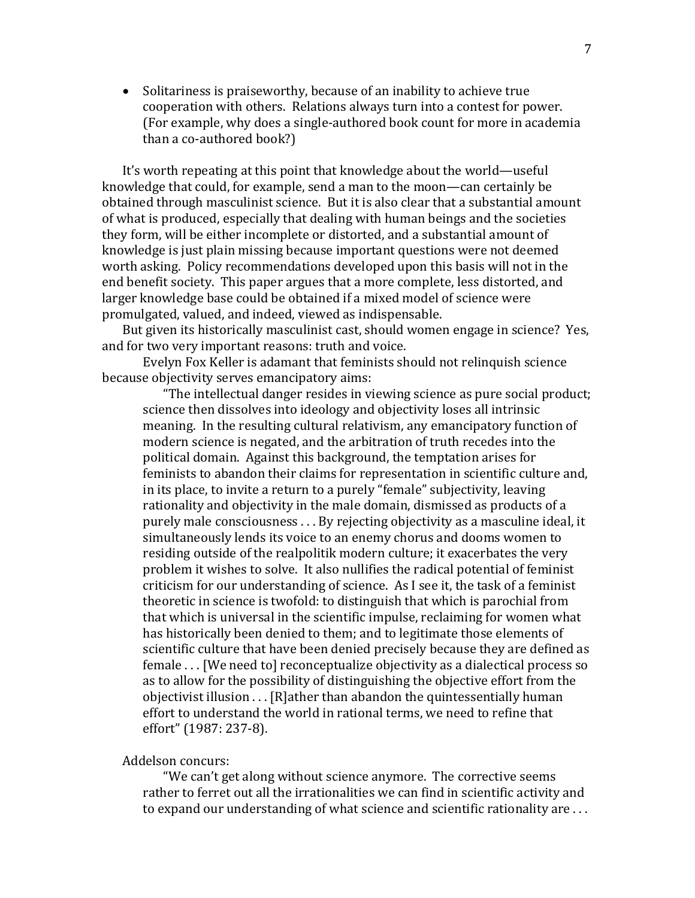- Solitariness is praiseworthy, because of an inability to achieve true cooperation with others. Relations always turn into a contest for power. (For example, why does a single-authored book count for more in academia than a co-authored book?)

It's worth repeating at this point that knowledge about the world—useful knowledge that could, for example, send a man to the moon—can certainly be obtained through masculinist science. But it is also clear that a substantial amount of what is produced, especially that dealing with human beings and the societies they form, will be either incomplete or distorted, and a substantial amount of knowledge is just plain missing because important questions were not deemed worth asking. Policy recommendations developed upon this basis will not in the end benefit society. This paper argues that a more complete, less distorted, and larger knowledge base could be obtained if a mixed model of science were promulgated, valued, and indeed, viewed as indispensable.

But given its historically masculinist cast, should women engage in science? Yes, and for two very important reasons: truth and voice.

Evelyn Fox Keller is adamant that feminists should not relinquish science because objectivity serves emancipatory aims:

> "The intellectual danger resides in viewing science as pure social product; science then dissolves into ideology and objectivity loses all intrinsic meaning. In the resulting cultural relativism, any emancipatory function of modern science is negated, and the arbitration of truth recedes into the political domain. Against this background, the temptation arises for feminists to abandon their claims for representation in scientific culture and, in its place, to invite a return to a purely "female" subjectivity, leaving rationality and objectivity in the male domain, dismissed as products of a purely male consciousness . . . By rejecting objectivity as a masculine ideal, it simultaneously lends its voice to an enemy chorus and dooms women to residing outside of the realpolitik modern culture; it exacerbates the very problem it wishes to solve. It also nullifies the radical potential of feminist criticism for our understanding of science. As I see it, the task of a feminist theoretic in science is twofold: to distinguish that which is parochial from that which is universal in the scientific impulse, reclaiming for women what has historically been denied to them; and to legitimate those elements of scientific culture that have been denied precisely because they are defined as female . . . [We need to] reconceptualize objectivity as a dialectical process so as to allow for the possibility of distinguishing the objective effort from the objectivist illusion . . . [R]ather than abandon the quintessentially human effort to understand the world in rational terms, we need to refine that effort" (1987: 237-8).

Addelson concurs:

> "We can't get along without science anymore. The corrective seems rather to ferret out all the irrationalities we can find in scientific activity and to expand our understanding of what science and scientific rationality are . . .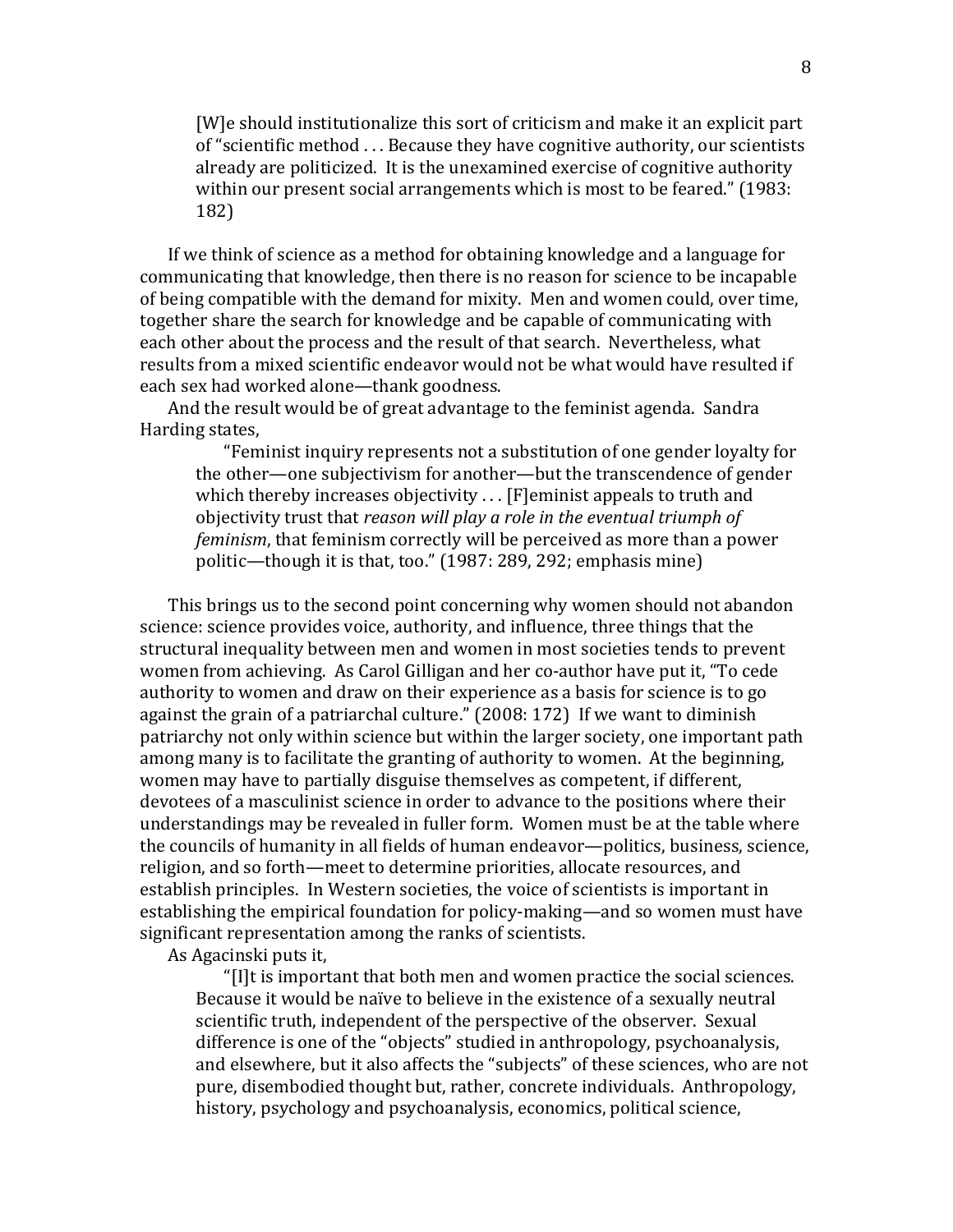> [W]e should institutionalize this sort of criticism and make it an explicit part of "scientific method . . . Because they have cognitive authority, our scientists already are politicized. It is the unexamined exercise of cognitive authority within our present social arrangements which is most to be feared." (1983: 182)

If we think of science as a method for obtaining knowledge and a language for communicating that knowledge, then there is no reason for science to be incapable of being compatible with the demand for mixity. Men and women could, over time, together share the search for knowledge and be capable of communicating with each other about the process and the result of that search. Nevertheless, what results from a mixed scientific endeavor would not be what would have resulted if each sex had worked alone—thank goodness.

And the result would be of great advantage to the feminist agenda. Sandra Harding states,

> "Feminist inquiry represents not a substitution of one gender loyalty for the other—one subjectivism for another—but the transcendence of gender which thereby increases objectivity . . . [F]eminist appeals to truth and objectivity trust that *reason will play a role in the eventual triumph of feminism*, that feminism correctly will be perceived as more than a power politic—though it is that, too." (1987: 289, 292; emphasis mine)

This brings us to the second point concerning why women should not abandon science: science provides voice, authority, and influence, three things that the structural inequality between men and women in most societies tends to prevent women from achieving. As Carol Gilligan and her co-author have put it, "To cede authority to women and draw on their experience as a basis for science is to go against the grain of a patriarchal culture." (2008: 172) If we want to diminish patriarchy not only within science but within the larger society, one important path among many is to facilitate the granting of authority to women. At the beginning, women may have to partially disguise themselves as competent, if different, devotees of a masculinist science in order to advance to the positions where their understandings may be revealed in fuller form. Women must be at the table where the councils of humanity in all fields of human endeavor—politics, business, science, religion, and so forth—meet to determine priorities, allocate resources, and establish principles. In Western societies, the voice of scientists is important in establishing the empirical foundation for policy-making—and so women must have significant representation among the ranks of scientists.

As Agacinski puts it,

> "[I]t is important that both men and women practice the social sciences. Because it would be naïve to believe in the existence of a sexually neutral scientific truth, independent of the perspective of the observer. Sexual difference is one of the "objects" studied in anthropology, psychoanalysis, and elsewhere, but it also affects the "subjects" of these sciences, who are not pure, disembodied thought but, rather, concrete individuals. Anthropology, history, psychology and psychoanalysis, economics, political science,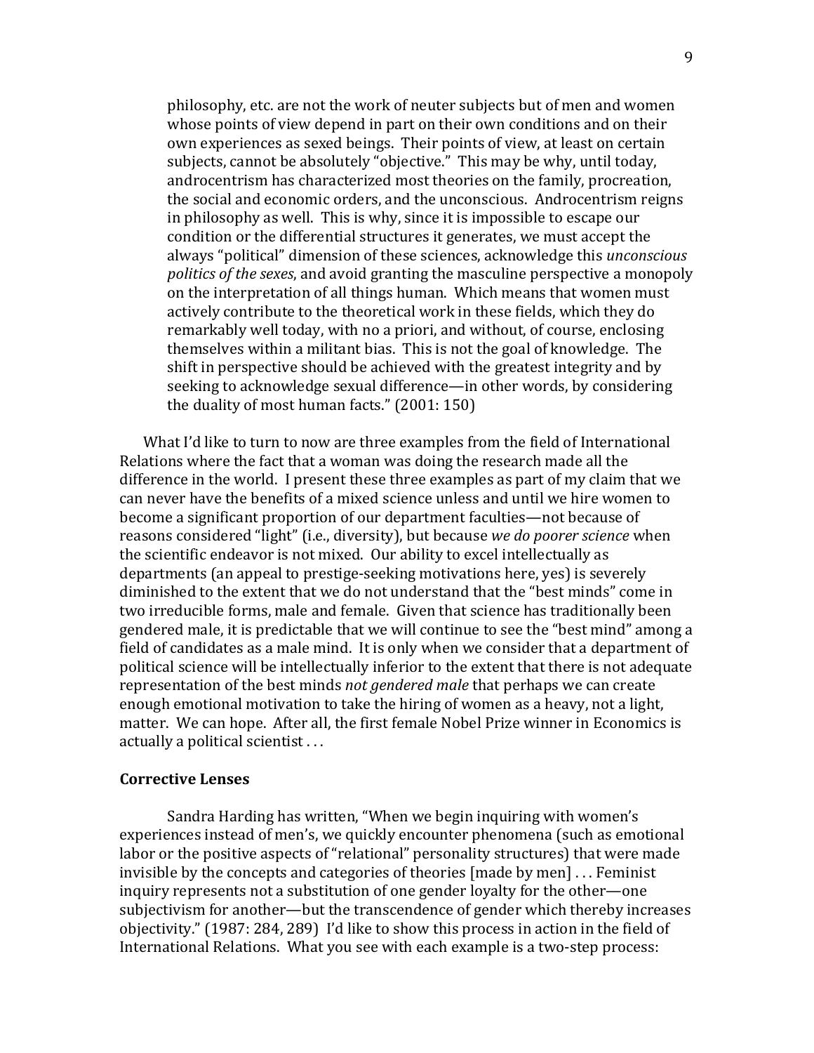> philosophy, etc. are not the work of neuter subjects but of men and women whose points of view depend in part on their own conditions and on their own experiences as sexed beings. Their points of view, at least on certain subjects, cannot be absolutely "objective." This may be why, until today, androcentrism has characterized most theories on the family, procreation, the social and economic orders, and the unconscious. Androcentrism reigns in philosophy as well. This is why, since it is impossible to escape our condition or the differential structures it generates, we must accept the always "political" dimension of these sciences, acknowledge this *unconscious politics of the sexes*, and avoid granting the masculine perspective a monopoly on the interpretation of all things human. Which means that women must actively contribute to the theoretical work in these fields, which they do remarkably well today, with no a priori, and without, of course, enclosing themselves within a militant bias. This is not the goal of knowledge. The shift in perspective should be achieved with the greatest integrity and by seeking to acknowledge sexual difference—in other words, by considering the duality of most human facts." (2001: 150)

What I'd like to turn to now are three examples from the field of International Relations where the fact that a woman was doing the research made all the difference in the world. I present these three examples as part of my claim that we can never have the benefits of a mixed science unless and until we hire women to become a significant proportion of our department faculties—not because of reasons considered "light" (i.e., diversity), but because *we do poorer science* when the scientific endeavor is not mixed. Our ability to excel intellectually as departments (an appeal to prestige-seeking motivations here, yes) is severely diminished to the extent that we do not understand that the "best minds" come in two irreducible forms, male and female. Given that science has traditionally been gendered male, it is predictable that we will continue to see the "best mind" among a field of candidates as a male mind. It is only when we consider that a department of political science will be intellectually inferior to the extent that there is not adequate representation of the best minds *not gendered male* that perhaps we can create enough emotional motivation to take the hiring of women as a heavy, not a light, matter. We can hope. After all, the first female Nobel Prize winner in Economics is actually a political scientist . . .

**Corrective Lenses**

Sandra Harding has written, "When we begin inquiring with women's experiences instead of men's, we quickly encounter phenomena (such as emotional labor or the positive aspects of "relational" personality structures) that were made invisible by the concepts and categories of theories [made by men] . . . Feminist inquiry represents not a substitution of one gender loyalty for the other—one subjectivism for another—but the transcendence of gender which thereby increases objectivity." (1987: 284, 289) I'd like to show this process in action in the field of International Relations. What you see with each example is a two-step process: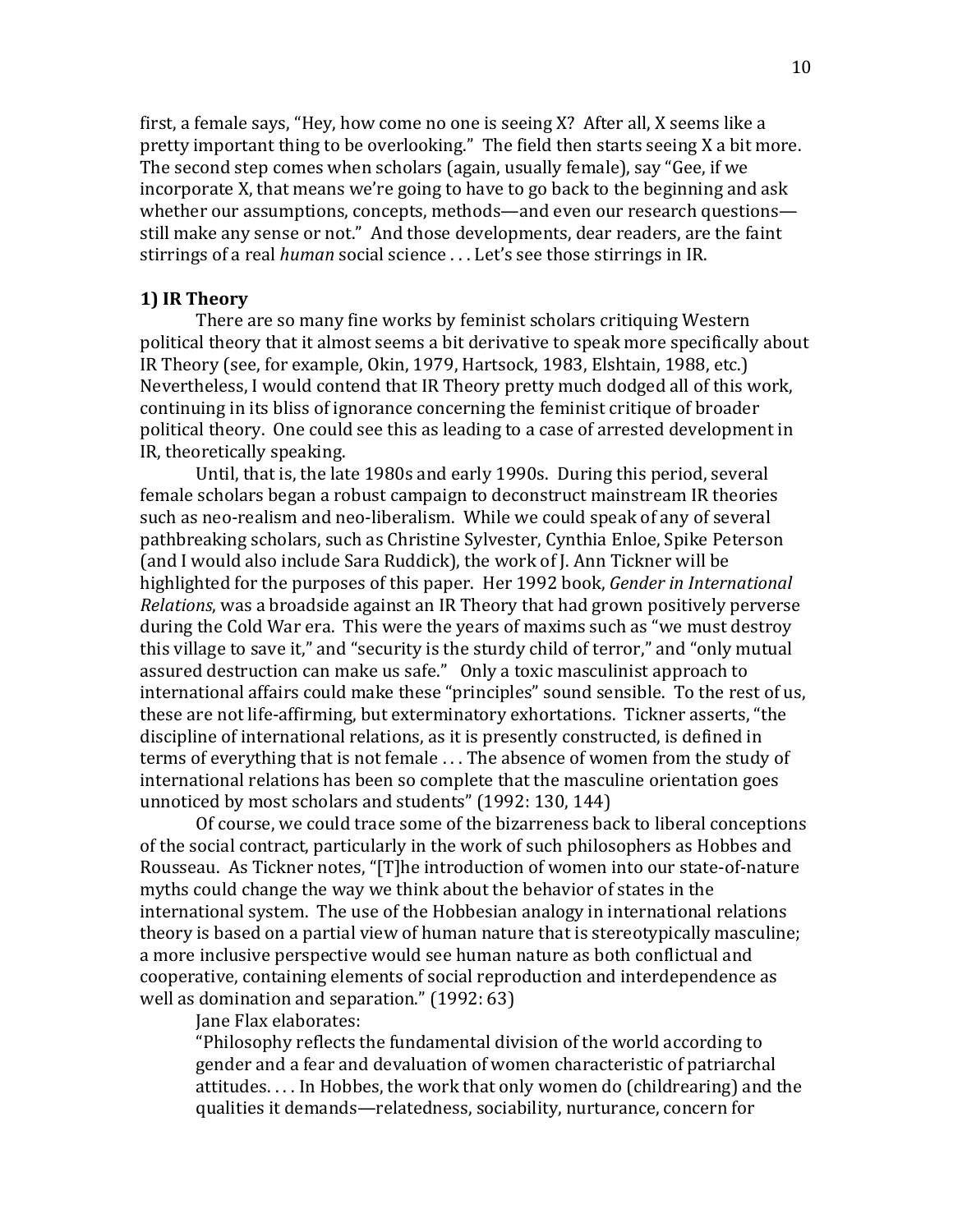first, a female says, "Hey, how come no one is seeing X? After all, X seems like a pretty important thing to be overlooking." The field then starts seeing X a bit more. The second step comes when scholars (again, usually female), say "Gee, if we incorporate X, that means we're going to have to go back to the beginning and ask whether our assumptions, concepts, methods—and even our research questions—still make any sense or not." And those developments, dear readers, are the faint stirrings of a real *human* social science . . . Let's see those stirrings in IR.

**1) IR Theory**

There are so many fine works by feminist scholars critiquing Western political theory that it almost seems a bit derivative to speak more specifically about IR Theory (see, for example, Okin, 1979, Hartsock, 1983, Elshtain, 1988, etc.) Nevertheless, I would contend that IR Theory pretty much dodged all of this work, continuing in its bliss of ignorance concerning the feminist critique of broader political theory. One could see this as leading to a case of arrested development in IR, theoretically speaking.

Until, that is, the late 1980s and early 1990s. During this period, several female scholars began a robust campaign to deconstruct mainstream IR theories such as neo-realism and neo-liberalism. While we could speak of any of several pathbreaking scholars, such as Christine Sylvester, Cynthia Enloe, Spike Peterson (and I would also include Sara Ruddick), the work of J. Ann Tickner will be highlighted for the purposes of this paper. Her 1992 book, *Gender in International Relations*, was a broadside against an IR Theory that had grown positively perverse during the Cold War era. This were the years of maxims such as "we must destroy this village to save it," and "security is the sturdy child of terror," and "only mutual assured destruction can make us safe." Only a toxic masculinist approach to international affairs could make these "principles" sound sensible. To the rest of us, these are not life-affirming, but exterminatory exhortations. Tickner asserts, "the discipline of international relations, as it is presently constructed, is defined in terms of everything that is not female . . . The absence of women from the study of international relations has been so complete that the masculine orientation goes unnoticed by most scholars and students" (1992: 130, 144)

Of course, we could trace some of the bizarreness back to liberal conceptions of the social contract, particularly in the work of such philosophers as Hobbes and Rousseau. As Tickner notes, "[T]he introduction of women into our state-of-nature myths could change the way we think about the behavior of states in the international system. The use of the Hobbesian analogy in international relations theory is based on a partial view of human nature that is stereotypically masculine; a more inclusive perspective would see human nature as both conflictual and cooperative, containing elements of social reproduction and interdependence as well as domination and separation." (1992: 63)

Jane Flax elaborates:

> "Philosophy reflects the fundamental division of the world according to gender and a fear and devaluation of women characteristic of patriarchal attitudes. . . . In Hobbes, the work that only women do (childrearing) and the qualities it demands—relatedness, sociability, nurturance, concern for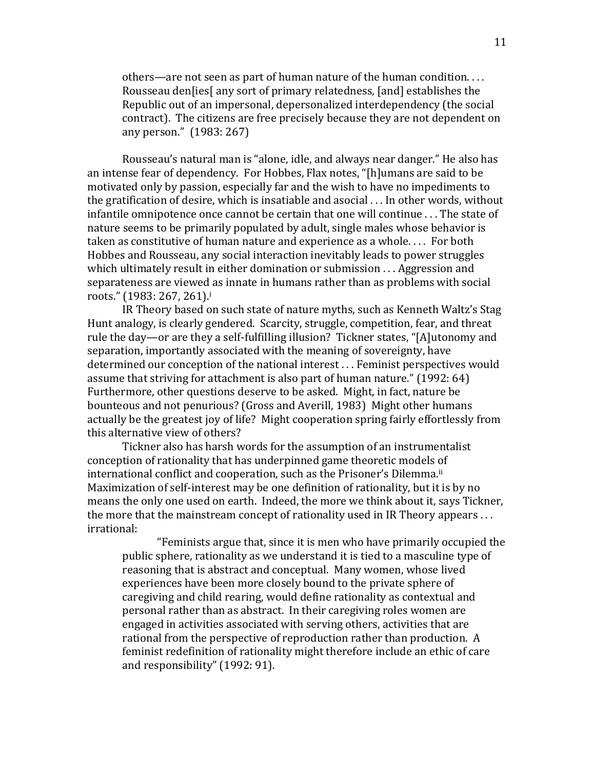> others—are not seen as part of human nature of the human condition. . . . Rousseau den[ies[ any sort of primary relatedness, [and] establishes the Republic out of an impersonal, depersonalized interdependency (the social contract). The citizens are free precisely because they are not dependent on any person." (1983: 267)

Rousseau's natural man is "alone, idle, and always near danger." He also has an intense fear of dependency. For Hobbes, Flax notes, "[h]umans are said to be motivated only by passion, especially far and the wish to have no impediments to the gratification of desire, which is insatiable and asocial . . . In other words, without infantile omnipotence once cannot be certain that one will continue . . . The state of nature seems to be primarily populated by adult, single males whose behavior is taken as constitutive of human nature and experience as a whole. . . . For both Hobbes and Rousseau, any social interaction inevitably leads to power struggles which ultimately result in either domination or submission . . . Aggression and separateness are viewed as innate in humans rather than as problems with social roots." (1983: 267, 261).[i]

IR Theory based on such state of nature myths, such as Kenneth Waltz's Stag Hunt analogy, is clearly gendered. Scarcity, struggle, competition, fear, and threat rule the day—or are they a self-fulfilling illusion? Tickner states, "[A]utonomy and separation, importantly associated with the meaning of sovereignty, have determined our conception of the national interest . . . Feminist perspectives would assume that striving for attachment is also part of human nature." (1992: 64) Furthermore, other questions deserve to be asked. Might, in fact, nature be bounteous and not penurious? (Gross and Averill, 1983) Might other humans actually be the greatest joy of life? Might cooperation spring fairly effortlessly from this alternative view of others?

Tickner also has harsh words for the assumption of an instrumentalist conception of rationality that has underpinned game theoretic models of international conflict and cooperation, such as the Prisoner's Dilemma.[ii] Maximization of self-interest may be one definition of rationality, but it is by no means the only one used on earth. Indeed, the more we think about it, says Tickner, the more that the mainstream concept of rationality used in IR Theory appears . . . irrational:

> "Feminists argue that, since it is men who have primarily occupied the public sphere, rationality as we understand it is tied to a masculine type of reasoning that is abstract and conceptual. Many women, whose lived experiences have been more closely bound to the private sphere of caregiving and child rearing, would define rationality as contextual and personal rather than as abstract. In their caregiving roles women are engaged in activities associated with serving others, activities that are rational from the perspective of reproduction rather than production. A feminist redefinition of rationality might therefore include an ethic of care and responsibility" (1992: 91).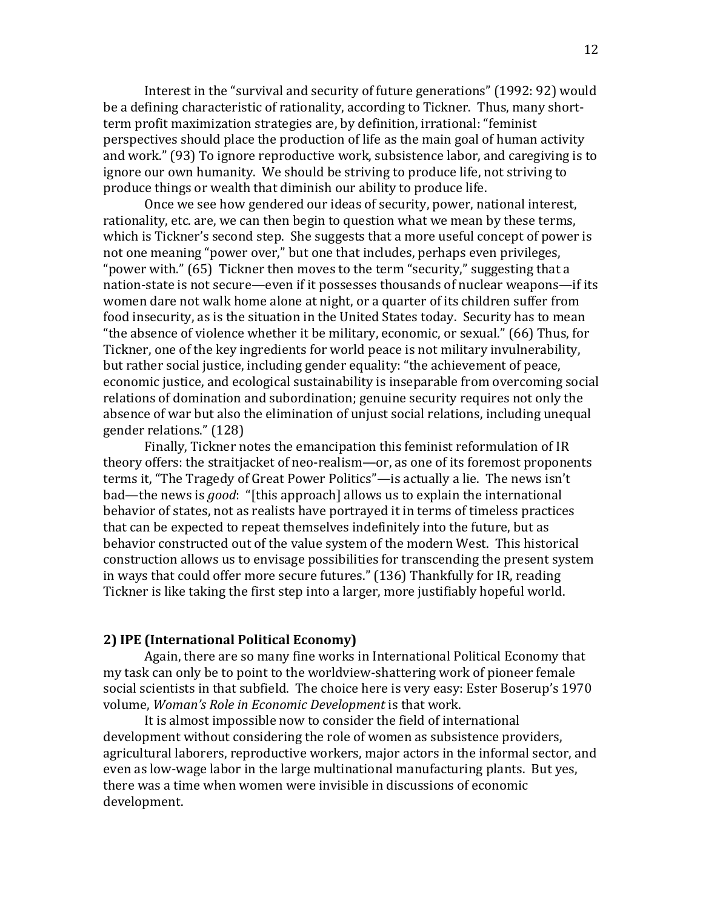Interest in the "survival and security of future generations" (1992: 92) would be a defining characteristic of rationality, according to Tickner. Thus, many short-term profit maximization strategies are, by definition, irrational: "feminist perspectives should place the production of life as the main goal of human activity and work." (93) To ignore reproductive work, subsistence labor, and caregiving is to ignore our own humanity. We should be striving to produce life, not striving to produce things or wealth that diminish our ability to produce life.

Once we see how gendered our ideas of security, power, national interest, rationality, etc. are, we can then begin to question what we mean by these terms, which is Tickner's second step. She suggests that a more useful concept of power is not one meaning "power over," but one that includes, perhaps even privileges, "power with." (65) Tickner then moves to the term "security," suggesting that a nation-state is not secure—even if it possesses thousands of nuclear weapons—if its women dare not walk home alone at night, or a quarter of its children suffer from food insecurity, as is the situation in the United States today. Security has to mean "the absence of violence whether it be military, economic, or sexual." (66) Thus, for Tickner, one of the key ingredients for world peace is not military invulnerability, but rather social justice, including gender equality: "the achievement of peace, economic justice, and ecological sustainability is inseparable from overcoming social relations of domination and subordination; genuine security requires not only the absence of war but also the elimination of unjust social relations, including unequal gender relations." (128)

Finally, Tickner notes the emancipation this feminist reformulation of IR theory offers: the straitjacket of neo-realism—or, as one of its foremost proponents terms it, "The Tragedy of Great Power Politics"—is actually a lie. The news isn't bad—the news is *good*: "[this approach] allows us to explain the international behavior of states, not as realists have portrayed it in terms of timeless practices that can be expected to repeat themselves indefinitely into the future, but as behavior constructed out of the value system of the modern West. This historical construction allows us to envisage possibilities for transcending the present system in ways that could offer more secure futures." (136) Thankfully for IR, reading Tickner is like taking the first step into a larger, more justifiably hopeful world.

**2) IPE (International Political Economy)**

Again, there are so many fine works in International Political Economy that my task can only be to point to the worldview-shattering work of pioneer female social scientists in that subfield. The choice here is very easy: Ester Boserup's 1970 volume, *Woman's Role in Economic Development* is that work.

It is almost impossible now to consider the field of international development without considering the role of women as subsistence providers, agricultural laborers, reproductive workers, major actors in the informal sector, and even as low-wage labor in the large multinational manufacturing plants. But yes, there was a time when women were invisible in discussions of economic development.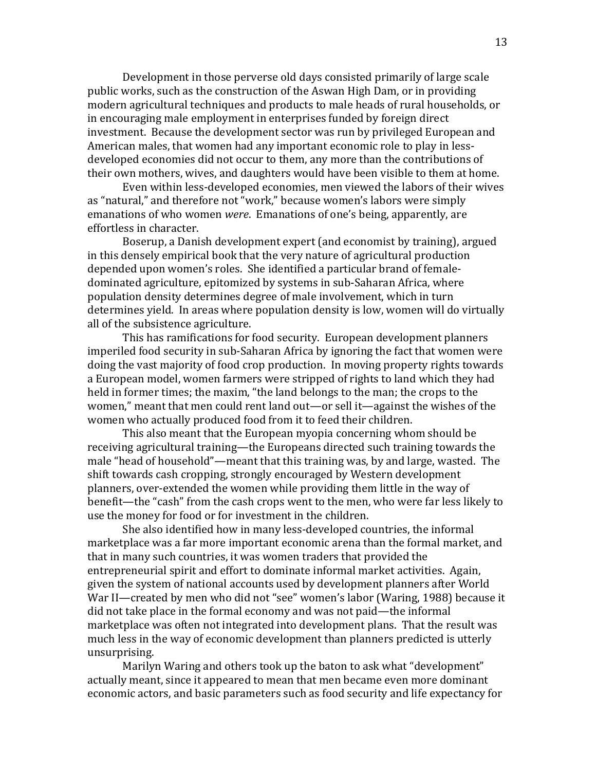Development in those perverse old days consisted primarily of large scale public works, such as the construction of the Aswan High Dam, or in providing modern agricultural techniques and products to male heads of rural households, or in encouraging male employment in enterprises funded by foreign direct investment. Because the development sector was run by privileged European and American males, that women had any important economic role to play in less-developed economies did not occur to them, any more than the contributions of their own mothers, wives, and daughters would have been visible to them at home.

Even within less-developed economies, men viewed the labors of their wives as "natural," and therefore not "work," because women's labors were simply emanations of who women *were*. Emanations of one's being, apparently, are effortless in character.

Boserup, a Danish development expert (and economist by training), argued in this densely empirical book that the very nature of agricultural production depended upon women's roles. She identified a particular brand of female-dominated agriculture, epitomized by systems in sub-Saharan Africa, where population density determines degree of male involvement, which in turn determines yield. In areas where population density is low, women will do virtually all of the subsistence agriculture.

This has ramifications for food security. European development planners imperiled food security in sub-Saharan Africa by ignoring the fact that women were doing the vast majority of food crop production. In moving property rights towards a European model, women farmers were stripped of rights to land which they had held in former times; the maxim, "the land belongs to the man; the crops to the women," meant that men could rent land out—or sell it—against the wishes of the women who actually produced food from it to feed their children.

This also meant that the European myopia concerning whom should be receiving agricultural training—the Europeans directed such training towards the male "head of household"—meant that this training was, by and large, wasted. The shift towards cash cropping, strongly encouraged by Western development planners, over-extended the women while providing them little in the way of benefit—the "cash" from the cash crops went to the men, who were far less likely to use the money for food or for investment in the children.

She also identified how in many less-developed countries, the informal marketplace was a far more important economic arena than the formal market, and that in many such countries, it was women traders that provided the entrepreneurial spirit and effort to dominate informal market activities. Again, given the system of national accounts used by development planners after World War II—created by men who did not "see" women's labor (Waring, 1988) because it did not take place in the formal economy and was not paid—the informal marketplace was often not integrated into development plans. That the result was much less in the way of economic development than planners predicted is utterly unsurprising.

Marilyn Waring and others took up the baton to ask what "development" actually meant, since it appeared to mean that men became even more dominant economic actors, and basic parameters such as food security and life expectancy for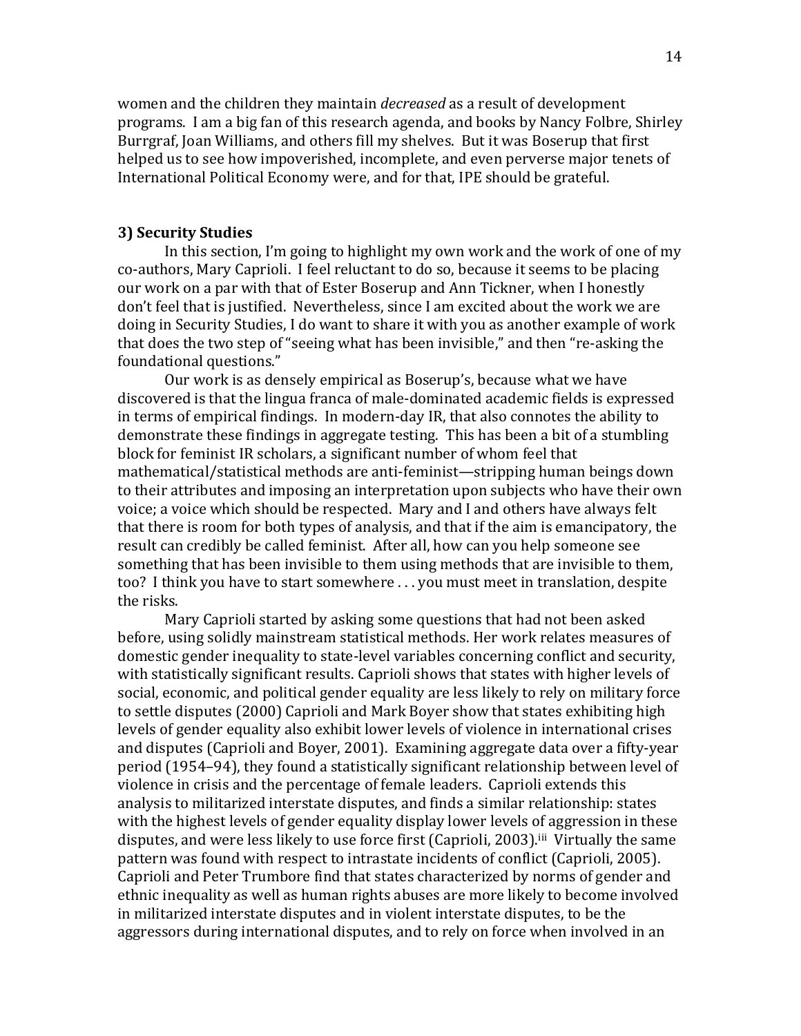women and the children they maintain *decreased* as a result of development programs. I am a big fan of this research agenda, and books by Nancy Folbre, Shirley Burrgraf, Joan Williams, and others fill my shelves. But it was Boserup that first helped us to see how impoverished, incomplete, and even perverse major tenets of International Political Economy were, and for that, IPE should be grateful.

### 3) Security Studies

In this section, I'm going to highlight my own work and the work of one of my co-authors, Mary Caprioli. I feel reluctant to do so, because it seems to be placing our work on a par with that of Ester Boserup and Ann Tickner, when I honestly don't feel that is justified. Nevertheless, since I am excited about the work we are doing in Security Studies, I do want to share it with you as another example of work that does the two step of "seeing what has been invisible," and then "re-asking the foundational questions."

Our work is as densely empirical as Boserup's, because what we have discovered is that the lingua franca of male-dominated academic fields is expressed in terms of empirical findings. In modern-day IR, that also connotes the ability to demonstrate these findings in aggregate testing. This has been a bit of a stumbling block for feminist IR scholars, a significant number of whom feel that mathematical/statistical methods are anti-feminist—stripping human beings down to their attributes and imposing an interpretation upon subjects who have their own voice; a voice which should be respected. Mary and I and others have always felt that there is room for both types of analysis, and that if the aim is emancipatory, the result can credibly be called feminist. After all, how can you help someone see something that has been invisible to them using methods that are invisible to them, too? I think you have to start somewhere . . . you must meet in translation, despite the risks.

Mary Caprioli started by asking some questions that had not been asked before, using solidly mainstream statistical methods. Her work relates measures of domestic gender inequality to state-level variables concerning conflict and security, with statistically significant results. Caprioli shows that states with higher levels of social, economic, and political gender equality are less likely to rely on military force to settle disputes (2000) Caprioli and Mark Boyer show that states exhibiting high levels of gender equality also exhibit lower levels of violence in international crises and disputes (Caprioli and Boyer, 2001). Examining aggregate data over a fifty-year period (1954–94), they found a statistically significant relationship between level of violence in crisis and the percentage of female leaders. Caprioli extends this analysis to militarized interstate disputes, and finds a similar relationship: states with the highest levels of gender equality display lower levels of aggression in these disputes, and were less likely to use force first (Caprioli, 2003).[iii] Virtually the same pattern was found with respect to intrastate incidents of conflict (Caprioli, 2005). Caprioli and Peter Trumbore find that states characterized by norms of gender and ethnic inequality as well as human rights abuses are more likely to become involved in militarized interstate disputes and in violent interstate disputes, to be the aggressors during international disputes, and to rely on force when involved in an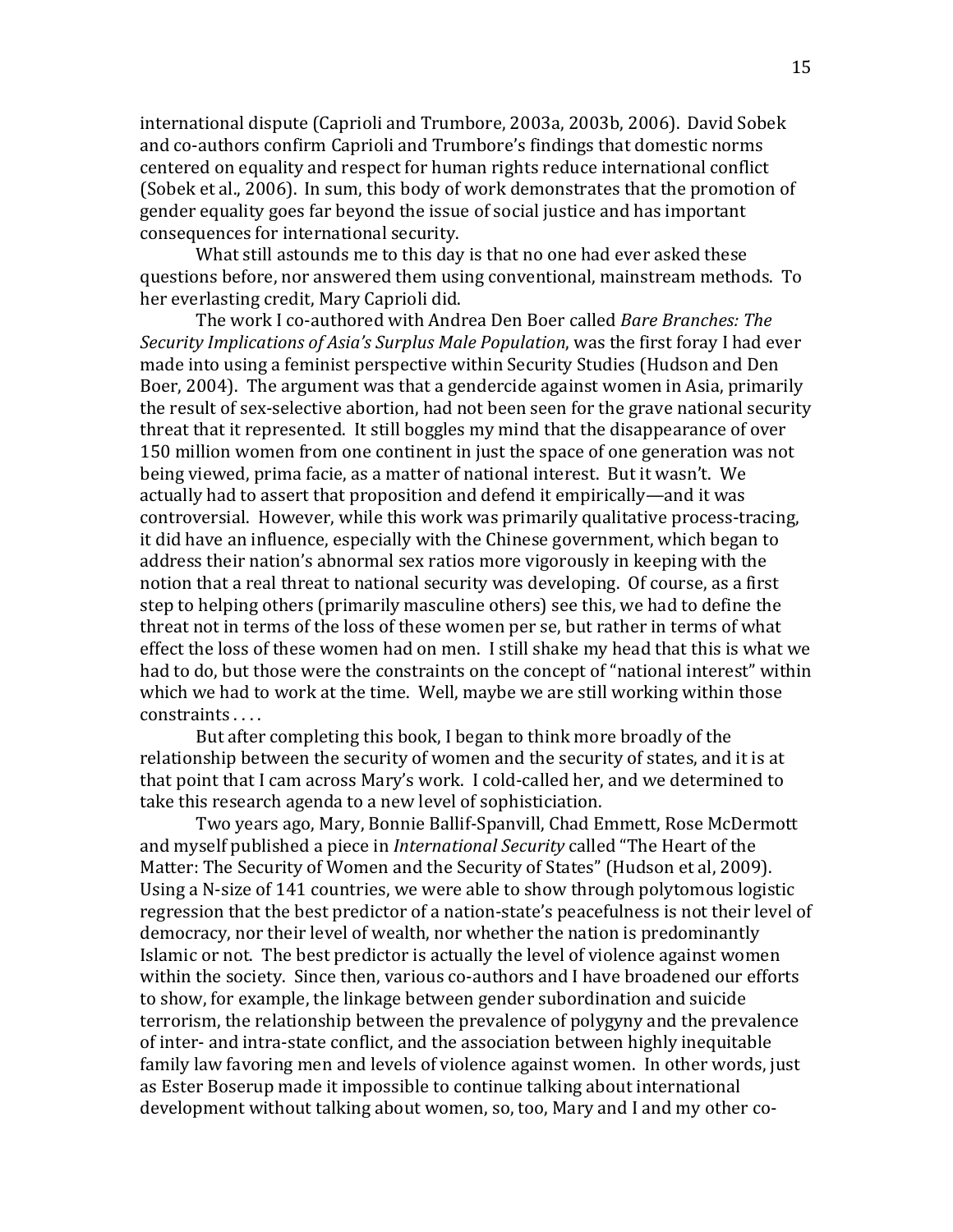international dispute (Caprioli and Trumbore, 2003a, 2003b, 2006). David Sobek and co-authors confirm Caprioli and Trumbore's findings that domestic norms centered on equality and respect for human rights reduce international conflict (Sobek et al., 2006). In sum, this body of work demonstrates that the promotion of gender equality goes far beyond the issue of social justice and has important consequences for international security.

What still astounds me to this day is that no one had ever asked these questions before, nor answered them using conventional, mainstream methods. To her everlasting credit, Mary Caprioli did.

The work I co-authored with Andrea Den Boer called *Bare Branches: The Security Implications of Asia's Surplus Male Population*, was the first foray I had ever made into using a feminist perspective within Security Studies (Hudson and Den Boer, 2004). The argument was that a gendercide against women in Asia, primarily the result of sex-selective abortion, had not been seen for the grave national security threat that it represented. It still boggles my mind that the disappearance of over 150 million women from one continent in just the space of one generation was not being viewed, prima facie, as a matter of national interest. But it wasn't. We actually had to assert that proposition and defend it empirically—and it was controversial. However, while this work was primarily qualitative process-tracing, it did have an influence, especially with the Chinese government, which began to address their nation's abnormal sex ratios more vigorously in keeping with the notion that a real threat to national security was developing. Of course, as a first step to helping others (primarily masculine others) see this, we had to define the threat not in terms of the loss of these women per se, but rather in terms of what effect the loss of these women had on men. I still shake my head that this is what we had to do, but those were the constraints on the concept of "national interest" within which we had to work at the time. Well, maybe we are still working within those constraints . . . .

But after completing this book, I began to think more broadly of the relationship between the security of women and the security of states, and it is at that point that I cam across Mary's work. I cold-called her, and we determined to take this research agenda to a new level of sophisticiation.

Two years ago, Mary, Bonnie Ballif-Spanvill, Chad Emmett, Rose McDermott and myself published a piece in *International Security* called "The Heart of the Matter: The Security of Women and the Security of States" (Hudson et al, 2009). Using a N-size of 141 countries, we were able to show through polytomous logistic regression that the best predictor of a nation-state's peacefulness is not their level of democracy, nor their level of wealth, nor whether the nation is predominantly Islamic or not. The best predictor is actually the level of violence against women within the society. Since then, various co-authors and I have broadened our efforts to show, for example, the linkage between gender subordination and suicide terrorism, the relationship between the prevalence of polygyny and the prevalence of inter- and intra-state conflict, and the association between highly inequitable family law favoring men and levels of violence against women. In other words, just as Ester Boserup made it impossible to continue talking about international development without talking about women, so, too, Mary and I and my other co-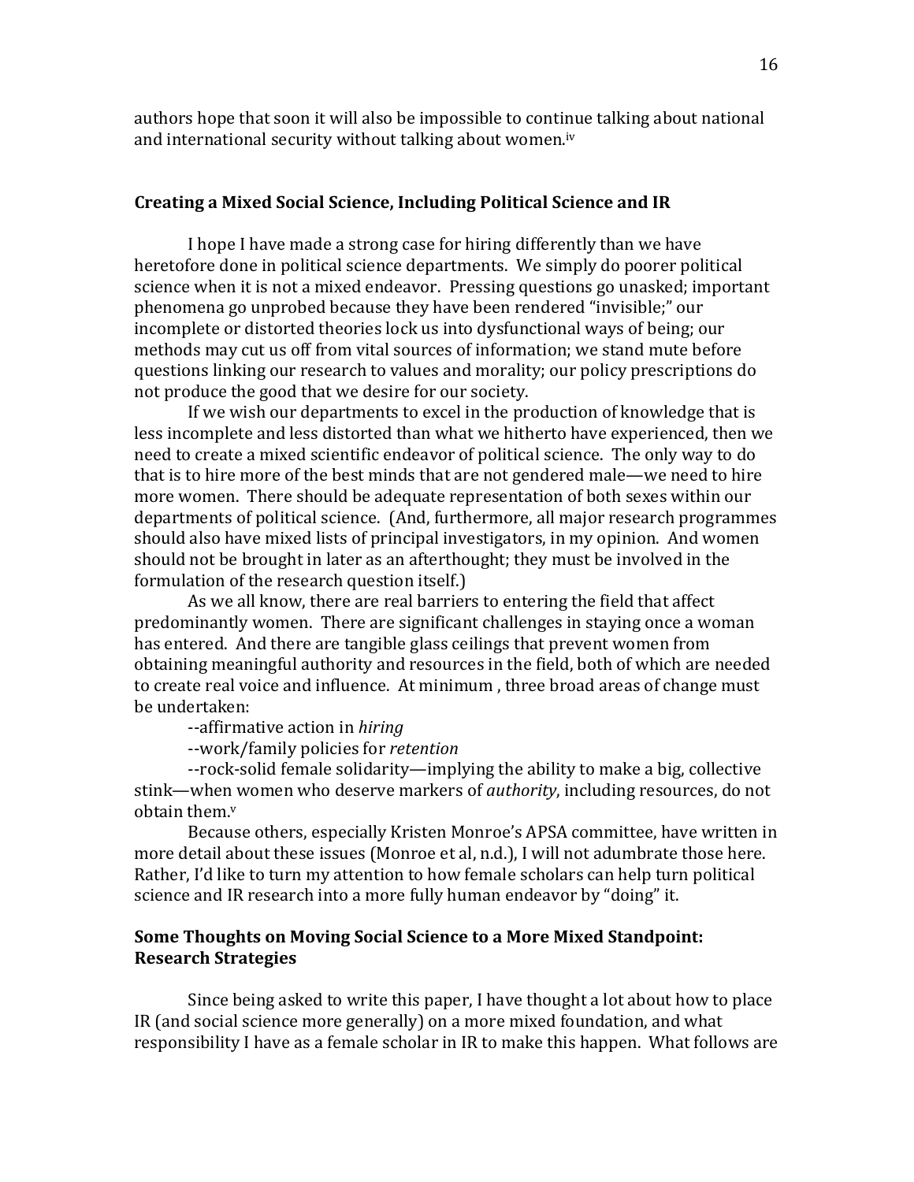authors hope that soon it will also be impossible to continue talking about national and international security without talking about women.[iv]

## Creating a Mixed Social Science, Including Political Science and IR

I hope I have made a strong case for hiring differently than we have heretofore done in political science departments. We simply do poorer political science when it is not a mixed endeavor. Pressing questions go unasked; important phenomena go unprobed because they have been rendered "invisible;" our incomplete or distorted theories lock us into dysfunctional ways of being; our methods may cut us off from vital sources of information; we stand mute before questions linking our research to values and morality; our policy prescriptions do not produce the good that we desire for our society.

If we wish our departments to excel in the production of knowledge that is less incomplete and less distorted than what we hitherto have experienced, then we need to create a mixed scientific endeavor of political science. The only way to do that is to hire more of the best minds that are not gendered male—we need to hire more women. There should be adequate representation of both sexes within our departments of political science. (And, furthermore, all major research programmes should also have mixed lists of principal investigators, in my opinion. And women should not be brought in later as an afterthought; they must be involved in the formulation of the research question itself.)

As we all know, there are real barriers to entering the field that affect predominantly women. There are significant challenges in staying once a woman has entered. And there are tangible glass ceilings that prevent women from obtaining meaningful authority and resources in the field, both of which are needed to create real voice and influence. At minimum , three broad areas of change must be undertaken:

--affirmative action in *hiring*

--work/family policies for *retention*

--rock-solid female solidarity—implying the ability to make a big, collective stink—when women who deserve markers of *authority*, including resources, do not obtain them.[v]

Because others, especially Kristen Monroe's APSA committee, have written in more detail about these issues (Monroe et al, n.d.), I will not adumbrate those here. Rather, I'd like to turn my attention to how female scholars can help turn political science and IR research into a more fully human endeavor by "doing" it.

## Some Thoughts on Moving Social Science to a More Mixed Standpoint: Research Strategies

Since being asked to write this paper, I have thought a lot about how to place IR (and social science more generally) on a more mixed foundation, and what responsibility I have as a female scholar in IR to make this happen. What follows are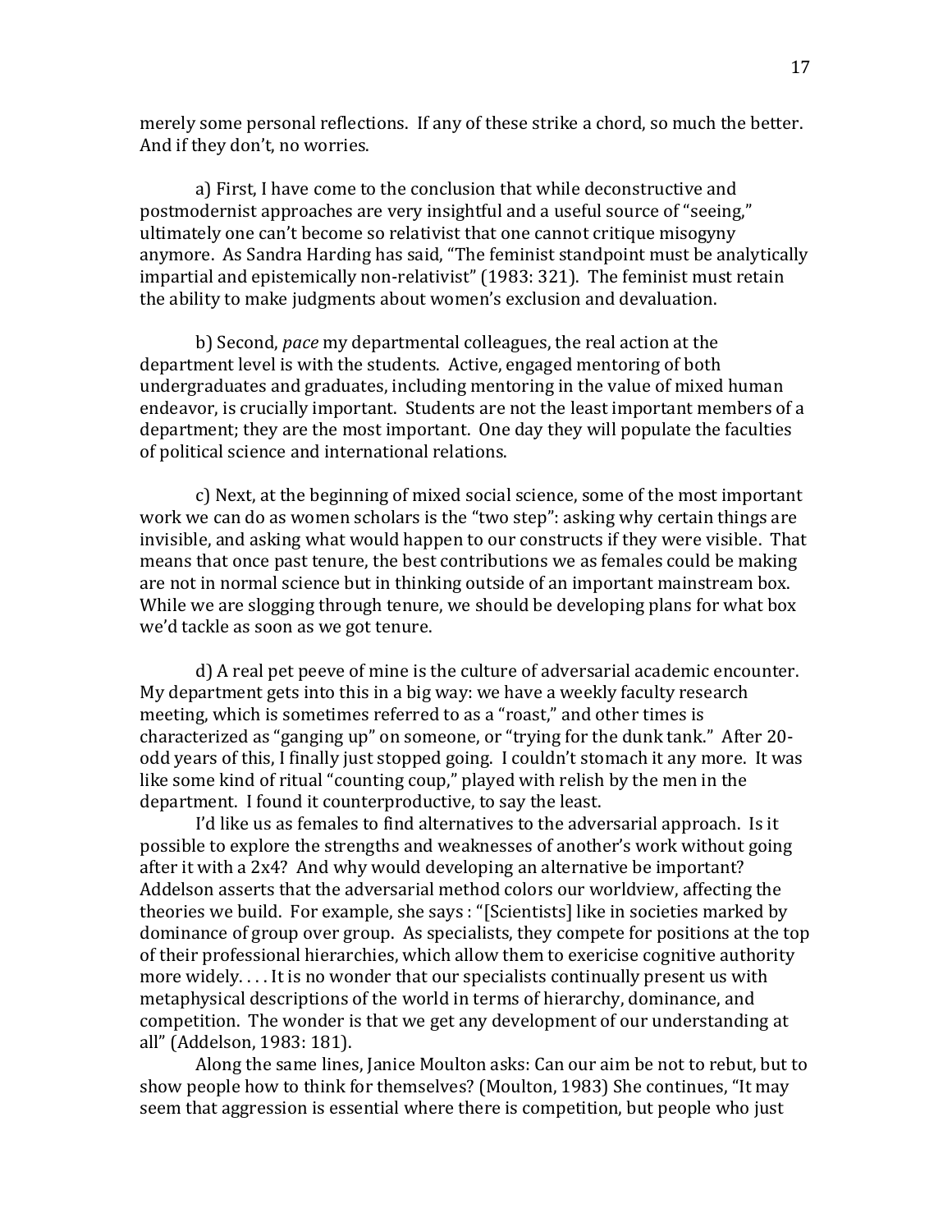merely some personal reflections. If any of these strike a chord, so much the better. And if they don't, no worries.

a) First, I have come to the conclusion that while deconstructive and postmodernist approaches are very insightful and a useful source of "seeing," ultimately one can't become so relativist that one cannot critique misogyny anymore. As Sandra Harding has said, "The feminist standpoint must be analytically impartial and epistemically non-relativist" (1983: 321). The feminist must retain the ability to make judgments about women's exclusion and devaluation.

b) Second, *pace* my departmental colleagues, the real action at the department level is with the students. Active, engaged mentoring of both undergraduates and graduates, including mentoring in the value of mixed human endeavor, is crucially important. Students are not the least important members of a department; they are the most important. One day they will populate the faculties of political science and international relations.

c) Next, at the beginning of mixed social science, some of the most important work we can do as women scholars is the "two step": asking why certain things are invisible, and asking what would happen to our constructs if they were visible. That means that once past tenure, the best contributions we as females could be making are not in normal science but in thinking outside of an important mainstream box. While we are slogging through tenure, we should be developing plans for what box we'd tackle as soon as we got tenure.

d) A real pet peeve of mine is the culture of adversarial academic encounter. My department gets into this in a big way: we have a weekly faculty research meeting, which is sometimes referred to as a "roast," and other times is characterized as "ganging up" on someone, or "trying for the dunk tank." After 20-odd years of this, I finally just stopped going. I couldn't stomach it any more. It was like some kind of ritual "counting coup," played with relish by the men in the department. I found it counterproductive, to say the least.

I'd like us as females to find alternatives to the adversarial approach. Is it possible to explore the strengths and weaknesses of another's work without going after it with a 2x4? And why would developing an alternative be important? Addelson asserts that the adversarial method colors our worldview, affecting the theories we build. For example, she says : "[Scientists] like in societies marked by dominance of group over group. As specialists, they compete for positions at the top of their professional hierarchies, which allow them to exericise cognitive authority more widely. . . . It is no wonder that our specialists continually present us with metaphysical descriptions of the world in terms of hierarchy, dominance, and competition. The wonder is that we get any development of our understanding at all" (Addelson, 1983: 181).

Along the same lines, Janice Moulton asks: Can our aim be not to rebut, but to show people how to think for themselves? (Moulton, 1983) She continues, "It may seem that aggression is essential where there is competition, but people who just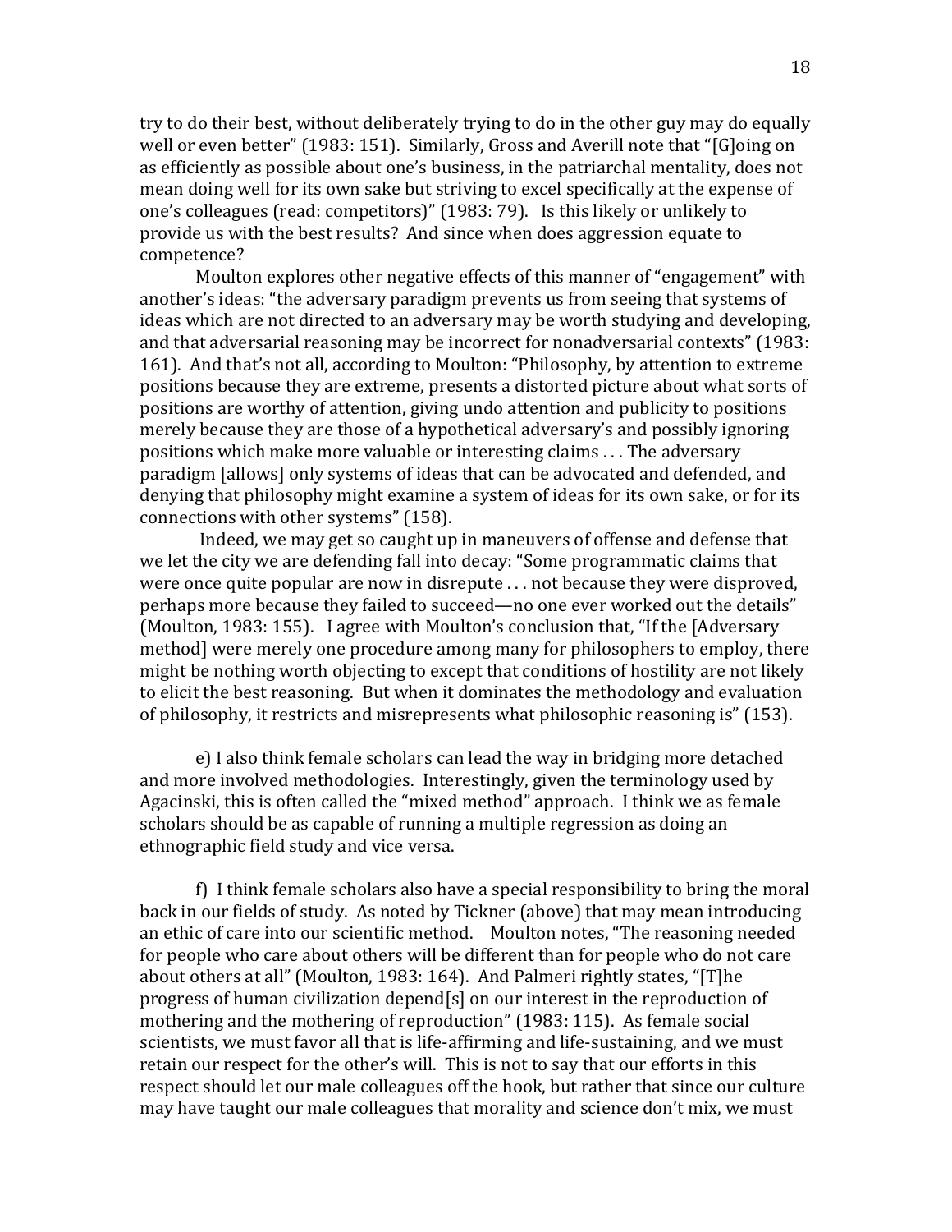try to do their best, without deliberately trying to do in the other guy may do equally well or even better" (1983: 151). Similarly, Gross and Averill note that "[G]oing on as efficiently as possible about one's business, in the patriarchal mentality, does not mean doing well for its own sake but striving to excel specifically at the expense of one's colleagues (read: competitors)" (1983: 79). Is this likely or unlikely to provide us with the best results? And since when does aggression equate to competence?

Moulton explores other negative effects of this manner of "engagement" with another's ideas: "the adversary paradigm prevents us from seeing that systems of ideas which are not directed to an adversary may be worth studying and developing, and that adversarial reasoning may be incorrect for nonadversarial contexts" (1983: 161). And that's not all, according to Moulton: "Philosophy, by attention to extreme positions because they are extreme, presents a distorted picture about what sorts of positions are worthy of attention, giving undo attention and publicity to positions merely because they are those of a hypothetical adversary's and possibly ignoring positions which make more valuable or interesting claims . . . The adversary paradigm [allows] only systems of ideas that can be advocated and defended, and denying that philosophy might examine a system of ideas for its own sake, or for its connections with other systems" (158).

Indeed, we may get so caught up in maneuvers of offense and defense that we let the city we are defending fall into decay: "Some programmatic claims that were once quite popular are now in disrepute . . . not because they were disproved, perhaps more because they failed to succeed—no one ever worked out the details" (Moulton, 1983: 155). I agree with Moulton's conclusion that, "If the [Adversary method] were merely one procedure among many for philosophers to employ, there might be nothing worth objecting to except that conditions of hostility are not likely to elicit the best reasoning. But when it dominates the methodology and evaluation of philosophy, it restricts and misrepresents what philosophic reasoning is" (153).

e) I also think female scholars can lead the way in bridging more detached and more involved methodologies. Interestingly, given the terminology used by Agacinski, this is often called the "mixed method" approach. I think we as female scholars should be as capable of running a multiple regression as doing an ethnographic field study and vice versa.

f) I think female scholars also have a special responsibility to bring the moral back in our fields of study. As noted by Tickner (above) that may mean introducing an ethic of care into our scientific method. Moulton notes, "The reasoning needed for people who care about others will be different than for people who do not care about others at all" (Moulton, 1983: 164). And Palmeri rightly states, "[T]he progress of human civilization depend[s] on our interest in the reproduction of mothering and the mothering of reproduction" (1983: 115). As female social scientists, we must favor all that is life-affirming and life-sustaining, and we must retain our respect for the other's will. This is not to say that our efforts in this respect should let our male colleagues off the hook, but rather that since our culture may have taught our male colleagues that morality and science don't mix, we must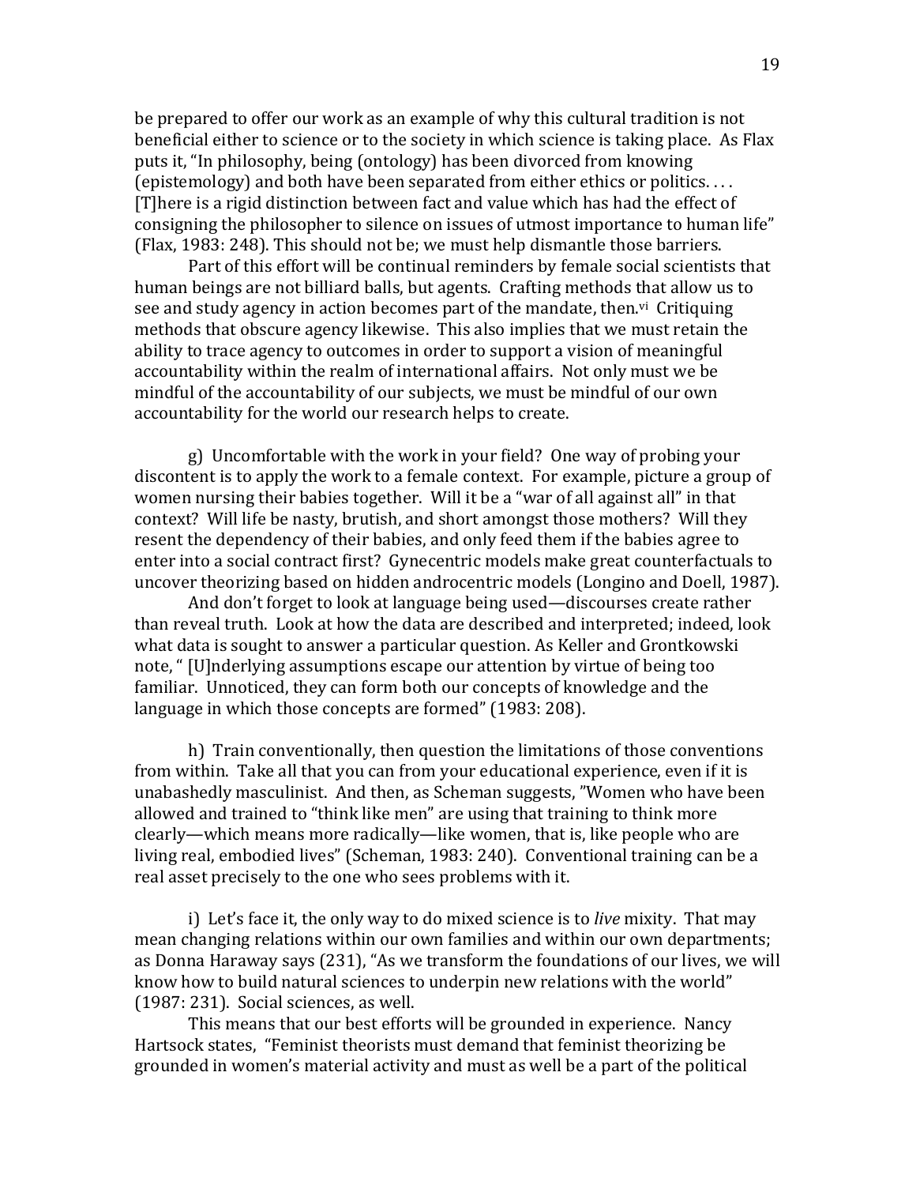be prepared to offer our work as an example of why this cultural tradition is not beneficial either to science or to the society in which science is taking place. As Flax puts it, "In philosophy, being (ontology) has been divorced from knowing (epistemology) and both have been separated from either ethics or politics. . . . [T]here is a rigid distinction between fact and value which has had the effect of consigning the philosopher to silence on issues of utmost importance to human life" (Flax, 1983: 248). This should not be; we must help dismantle those barriers.

Part of this effort will be continual reminders by female social scientists that human beings are not billiard balls, but agents. Crafting methods that allow us to see and study agency in action becomes part of the mandate, then.[vi] Critiquing methods that obscure agency likewise. This also implies that we must retain the ability to trace agency to outcomes in order to support a vision of meaningful accountability within the realm of international affairs. Not only must we be mindful of the accountability of our subjects, we must be mindful of our own accountability for the world our research helps to create.

g) Uncomfortable with the work in your field? One way of probing your discontent is to apply the work to a female context. For example, picture a group of women nursing their babies together. Will it be a "war of all against all" in that context? Will life be nasty, brutish, and short amongst those mothers? Will they resent the dependency of their babies, and only feed them if the babies agree to enter into a social contract first? Gynecentric models make great counterfactuals to uncover theorizing based on hidden androcentric models (Longino and Doell, 1987).

And don't forget to look at language being used—discourses create rather than reveal truth. Look at how the data are described and interpreted; indeed, look what data is sought to answer a particular question. As Keller and Grontkowski note, " [U]nderlying assumptions escape our attention by virtue of being too familiar. Unnoticed, they can form both our concepts of knowledge and the language in which those concepts are formed" (1983: 208).

h) Train conventionally, then question the limitations of those conventions from within. Take all that you can from your educational experience, even if it is unabashedly masculinist. And then, as Scheman suggests, "Women who have been allowed and trained to "think like men" are using that training to think more clearly—which means more radically—like women, that is, like people who are living real, embodied lives" (Scheman, 1983: 240). Conventional training can be a real asset precisely to the one who sees problems with it.

i) Let's face it, the only way to do mixed science is to *live* mixity. That may mean changing relations within our own families and within our own departments; as Donna Haraway says (231), "As we transform the foundations of our lives, we will know how to build natural sciences to underpin new relations with the world" (1987: 231). Social sciences, as well.

This means that our best efforts will be grounded in experience. Nancy Hartsock states, "Feminist theorists must demand that feminist theorizing be grounded in women's material activity and must as well be a part of the political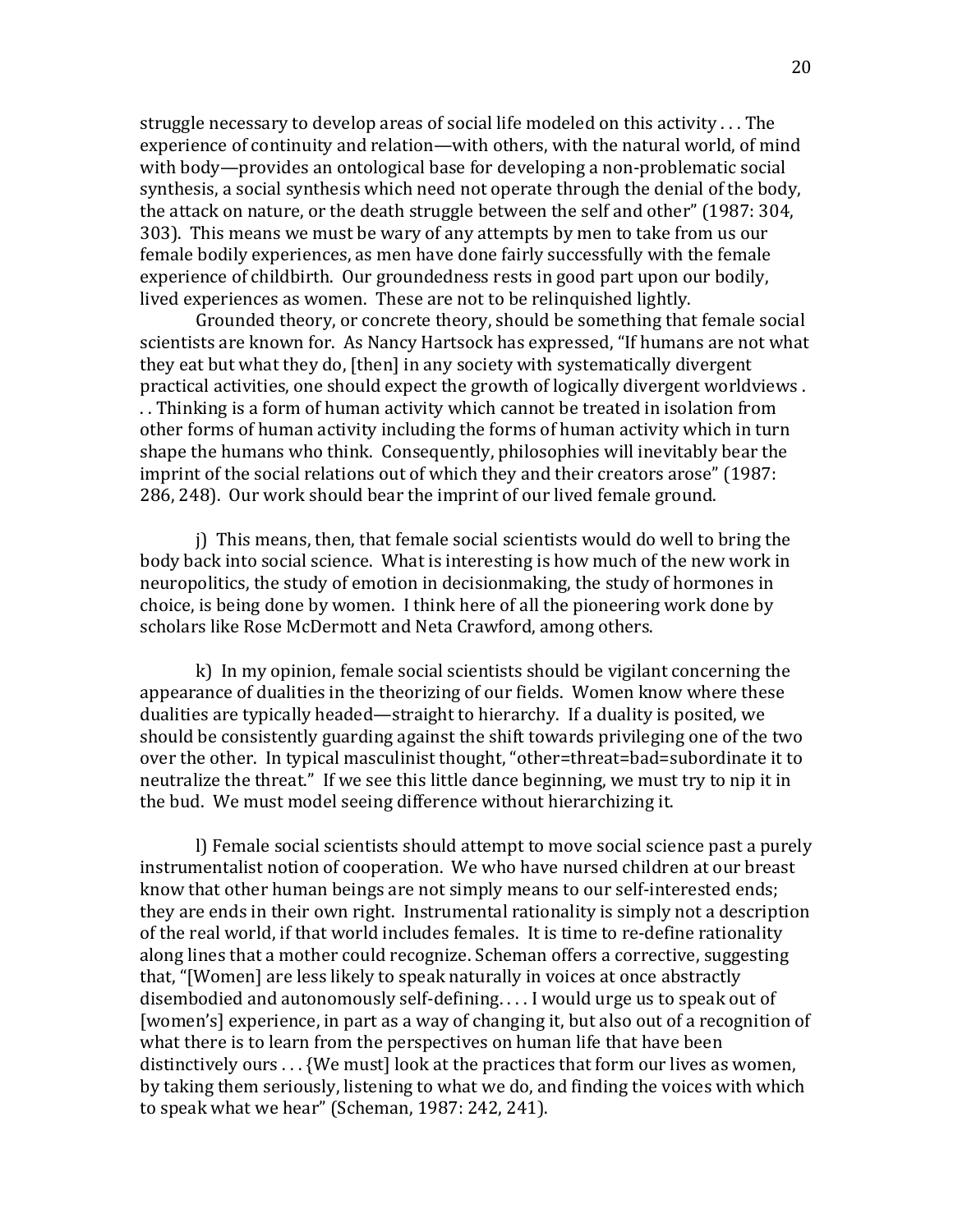struggle necessary to develop areas of social life modeled on this activity . . . The experience of continuity and relation—with others, with the natural world, of mind with body—provides an ontological base for developing a non-problematic social synthesis, a social synthesis which need not operate through the denial of the body, the attack on nature, or the death struggle between the self and other" (1987: 304, 303). This means we must be wary of any attempts by men to take from us our female bodily experiences, as men have done fairly successfully with the female experience of childbirth. Our groundedness rests in good part upon our bodily, lived experiences as women. These are not to be relinquished lightly.

Grounded theory, or concrete theory, should be something that female social scientists are known for. As Nancy Hartsock has expressed, "If humans are not what they eat but what they do, [then] in any society with systematically divergent practical activities, one should expect the growth of logically divergent worldviews . . . Thinking is a form of human activity which cannot be treated in isolation from other forms of human activity including the forms of human activity which in turn shape the humans who think. Consequently, philosophies will inevitably bear the imprint of the social relations out of which they and their creators arose" (1987: 286, 248). Our work should bear the imprint of our lived female ground.

j) This means, then, that female social scientists would do well to bring the body back into social science. What is interesting is how much of the new work in neuropolitics, the study of emotion in decisionmaking, the study of hormones in choice, is being done by women. I think here of all the pioneering work done by scholars like Rose McDermott and Neta Crawford, among others.

k) In my opinion, female social scientists should be vigilant concerning the appearance of dualities in the theorizing of our fields. Women know where these dualities are typically headed—straight to hierarchy. If a duality is posited, we should be consistently guarding against the shift towards privileging one of the two over the other. In typical masculinist thought, "other=threat=bad=subordinate it to neutralize the threat." If we see this little dance beginning, we must try to nip it in the bud. We must model seeing difference without hierarchizing it.

l) Female social scientists should attempt to move social science past a purely instrumentalist notion of cooperation. We who have nursed children at our breast know that other human beings are not simply means to our self-interested ends; they are ends in their own right. Instrumental rationality is simply not a description of the real world, if that world includes females. It is time to re-define rationality along lines that a mother could recognize. Scheman offers a corrective, suggesting that, "[Women] are less likely to speak naturally in voices at once abstractly disembodied and autonomously self-defining. . . . I would urge us to speak out of [women's] experience, in part as a way of changing it, but also out of a recognition of what there is to learn from the perspectives on human life that have been distinctively ours . . . {We must] look at the practices that form our lives as women, by taking them seriously, listening to what we do, and finding the voices with which to speak what we hear" (Scheman, 1987: 242, 241).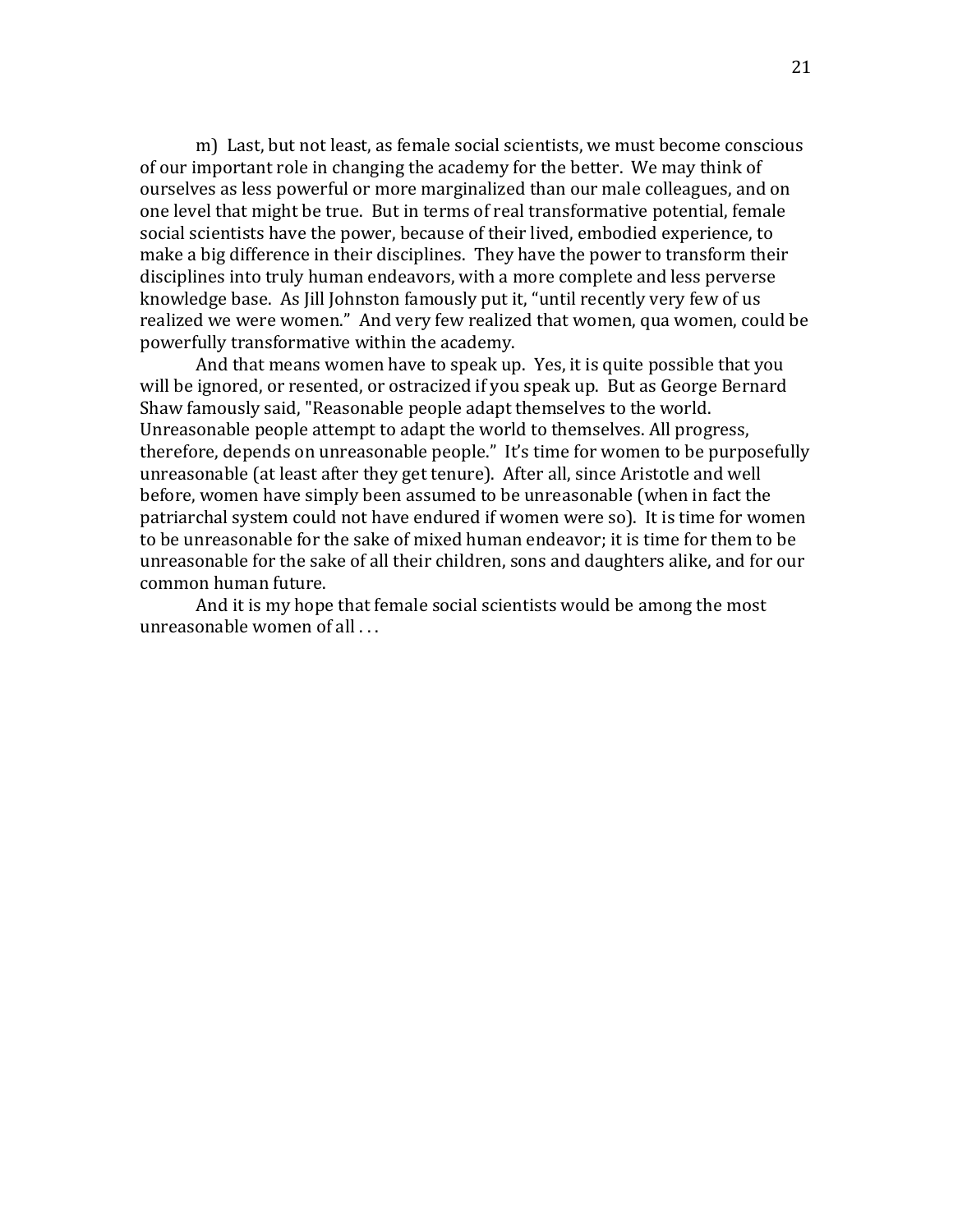m) Last, but not least, as female social scientists, we must become conscious of our important role in changing the academy for the better. We may think of ourselves as less powerful or more marginalized than our male colleagues, and on one level that might be true. But in terms of real transformative potential, female social scientists have the power, because of their lived, embodied experience, to make a big difference in their disciplines. They have the power to transform their disciplines into truly human endeavors, with a more complete and less perverse knowledge base. As Jill Johnston famously put it, “until recently very few of us realized we were women.” And very few realized that women, qua women, could be powerfully transformative within the academy.

And that means women have to speak up. Yes, it is quite possible that you will be ignored, or resented, or ostracized if you speak up. But as George Bernard Shaw famously said, "Reasonable people adapt themselves to the world. Unreasonable people attempt to adapt the world to themselves. All progress, therefore, depends on unreasonable people.” It’s time for women to be purposefully unreasonable (at least after they get tenure). After all, since Aristotle and well before, women have simply been assumed to be unreasonable (when in fact the patriarchal system could not have endured if women were so). It is time for women to be unreasonable for the sake of mixed human endeavor; it is time for them to be unreasonable for the sake of all their children, sons and daughters alike, and for our common human future.

And it is my hope that female social scientists would be among the most unreasonable women of all . . .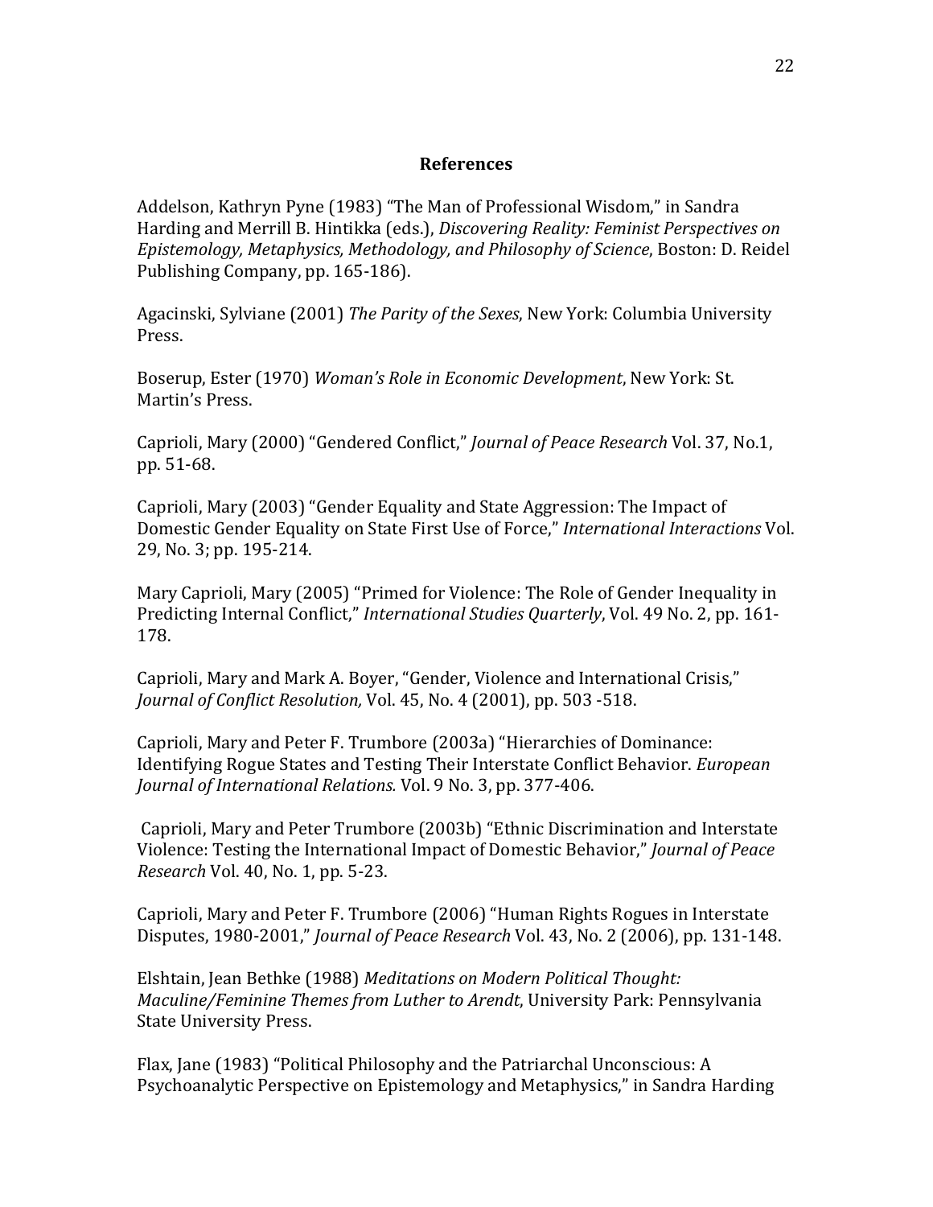## References

Addelson, Kathryn Pyne (1983) "The Man of Professional Wisdom," in Sandra Harding and Merrill B. Hintikka (eds.), *Discovering Reality: Feminist Perspectives on Epistemology, Metaphysics, Methodology, and Philosophy of Science*, Boston: D. Reidel Publishing Company, pp. 165-186).

Agacinski, Sylviane (2001) *The Parity of the Sexes*, New York: Columbia University Press.

Boserup, Ester (1970) *Woman's Role in Economic Development*, New York: St. Martin's Press.

Caprioli, Mary (2000) "Gendered Conflict," *Journal of Peace Research* Vol. 37, No.1, pp. 51-68.

Caprioli, Mary (2003) "Gender Equality and State Aggression: The Impact of Domestic Gender Equality on State First Use of Force," *International Interactions* Vol. 29, No. 3; pp. 195-214.

Mary Caprioli, Mary (2005) "Primed for Violence: The Role of Gender Inequality in Predicting Internal Conflict," *International Studies Quarterly*, Vol. 49 No. 2, pp. 161-178.

Caprioli, Mary and Mark A. Boyer, "Gender, Violence and International Crisis," *Journal of Conflict Resolution,* Vol. 45, No. 4 (2001), pp. 503 -518.

Caprioli, Mary and Peter F. Trumbore (2003a) "Hierarchies of Dominance: Identifying Rogue States and Testing Their Interstate Conflict Behavior. *European Journal of International Relations.* Vol. 9 No. 3, pp. 377-406.

Caprioli, Mary and Peter Trumbore (2003b) "Ethnic Discrimination and Interstate Violence: Testing the International Impact of Domestic Behavior," *Journal of Peace Research* Vol. 40, No. 1, pp. 5-23.

Caprioli, Mary and Peter F. Trumbore (2006) "Human Rights Rogues in Interstate Disputes, 1980-2001," *Journal of Peace Research* Vol. 43, No. 2 (2006), pp. 131-148.

Elshtain, Jean Bethke (1988) *Meditations on Modern Political Thought: Maculine/Feminine Themes from Luther to Arendt*, University Park: Pennsylvania State University Press.

Flax, Jane (1983) "Political Philosophy and the Patriarchal Unconscious: A Psychoanalytic Perspective on Epistemology and Metaphysics," in Sandra Harding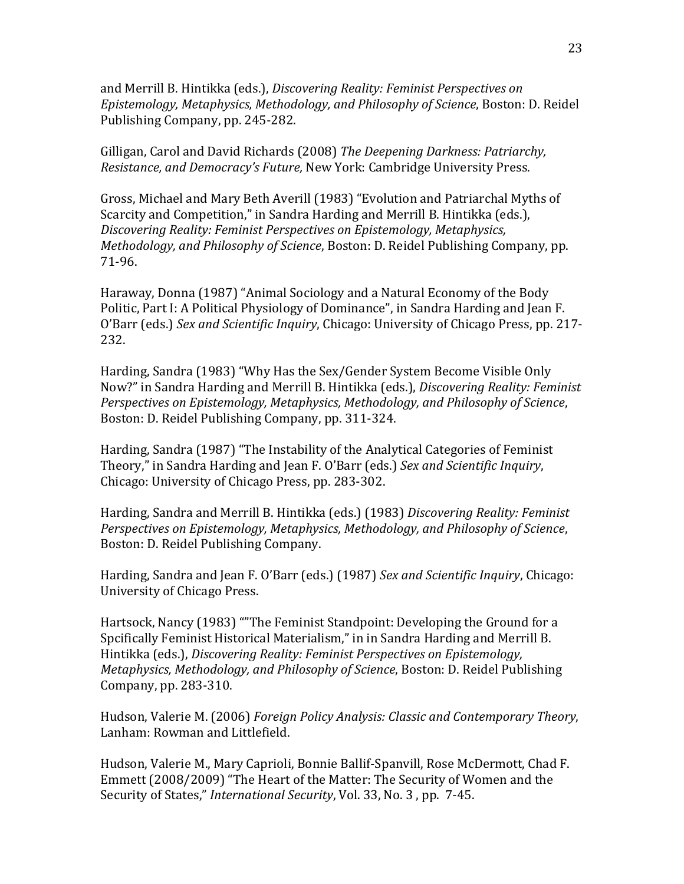and Merrill B. Hintikka (eds.), *Discovering Reality: Feminist Perspectives on Epistemology, Metaphysics, Methodology, and Philosophy of Science*, Boston: D. Reidel Publishing Company, pp. 245-282.

Gilligan, Carol and David Richards (2008) *The Deepening Darkness: Patriarchy, Resistance, and Democracy's Future,* New York: Cambridge University Press.

Gross, Michael and Mary Beth Averill (1983) "Evolution and Patriarchal Myths of Scarcity and Competition," in Sandra Harding and Merrill B. Hintikka (eds.), *Discovering Reality: Feminist Perspectives on Epistemology, Metaphysics, Methodology, and Philosophy of Science*, Boston: D. Reidel Publishing Company, pp. 71-96.

Haraway, Donna (1987) "Animal Sociology and a Natural Economy of the Body Politic, Part I: A Political Physiology of Dominance", in Sandra Harding and Jean F. O'Barr (eds.) *Sex and Scientific Inquiry*, Chicago: University of Chicago Press, pp. 217-232.

Harding, Sandra (1983) "Why Has the Sex/Gender System Become Visible Only Now?" in Sandra Harding and Merrill B. Hintikka (eds.), *Discovering Reality: Feminist Perspectives on Epistemology, Metaphysics, Methodology, and Philosophy of Science*, Boston: D. Reidel Publishing Company, pp. 311-324.

Harding, Sandra (1987) "The Instability of the Analytical Categories of Feminist Theory," in Sandra Harding and Jean F. O'Barr (eds.) *Sex and Scientific Inquiry*, Chicago: University of Chicago Press, pp. 283-302.

Harding, Sandra and Merrill B. Hintikka (eds.) (1983) *Discovering Reality: Feminist Perspectives on Epistemology, Metaphysics, Methodology, and Philosophy of Science*, Boston: D. Reidel Publishing Company.

Harding, Sandra and Jean F. O'Barr (eds.) (1987) *Sex and Scientific Inquiry*, Chicago: University of Chicago Press.

Hartsock, Nancy (1983) ""The Feminist Standpoint: Developing the Ground for a Spcifically Feminist Historical Materialism," in in Sandra Harding and Merrill B. Hintikka (eds.), *Discovering Reality: Feminist Perspectives on Epistemology, Metaphysics, Methodology, and Philosophy of Science*, Boston: D. Reidel Publishing Company, pp. 283-310.

Hudson, Valerie M. (2006) *Foreign Policy Analysis: Classic and Contemporary Theory*, Lanham: Rowman and Littlefield.

Hudson, Valerie M., Mary Caprioli, Bonnie Ballif-Spanvill, Rose McDermott, Chad F. Emmett (2008/2009) "The Heart of the Matter: The Security of Women and the Security of States," *International Security*, Vol. 33, No. 3 , pp. 7-45.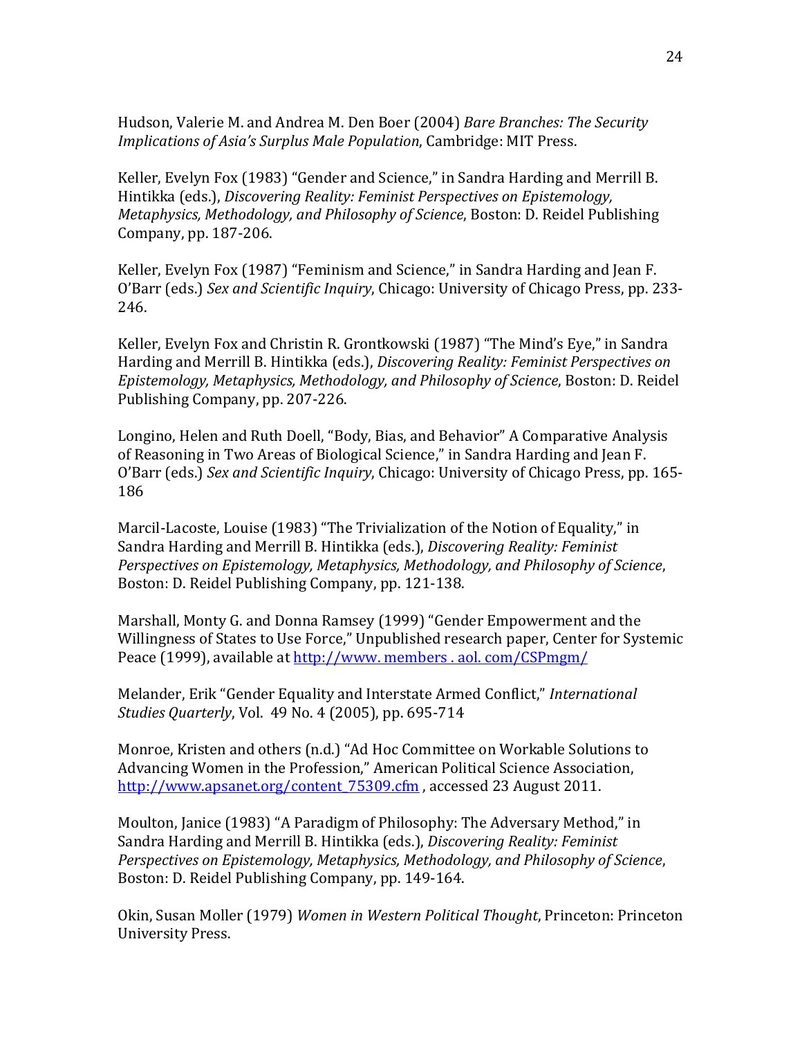Hudson, Valerie M. and Andrea M. Den Boer (2004) *Bare Branches: The Security Implications of Asia's Surplus Male Population*, Cambridge: MIT Press.

Keller, Evelyn Fox (1983) "Gender and Science," in Sandra Harding and Merrill B. Hintikka (eds.), *Discovering Reality: Feminist Perspectives on Epistemology, Metaphysics, Methodology, and Philosophy of Science*, Boston: D. Reidel Publishing Company, pp. 187-206.

Keller, Evelyn Fox (1987) "Feminism and Science," in Sandra Harding and Jean F. O'Barr (eds.) *Sex and Scientific Inquiry*, Chicago: University of Chicago Press, pp. 233-246.

Keller, Evelyn Fox and Christin R. Grontkowski (1987) "The Mind's Eye," in Sandra Harding and Merrill B. Hintikka (eds.), *Discovering Reality: Feminist Perspectives on Epistemology, Metaphysics, Methodology, and Philosophy of Science*, Boston: D. Reidel Publishing Company, pp. 207-226.

Longino, Helen and Ruth Doell, "Body, Bias, and Behavior" A Comparative Analysis of Reasoning in Two Areas of Biological Science," in Sandra Harding and Jean F. O'Barr (eds.) *Sex and Scientific Inquiry*, Chicago: University of Chicago Press, pp. 165-186

Marcil-Lacoste, Louise (1983) "The Trivialization of the Notion of Equality," in Sandra Harding and Merrill B. Hintikka (eds.), *Discovering Reality: Feminist Perspectives on Epistemology, Metaphysics, Methodology, and Philosophy of Science*, Boston: D. Reidel Publishing Company, pp. 121-138.

Marshall, Monty G. and Donna Ramsey (1999) "Gender Empowerment and the Willingness of States to Use Force," Unpublished research paper, Center for Systemic Peace (1999), available at http://www. members . aol. com/CSPmgm/

Melander, Erik "Gender Equality and Interstate Armed Conflict," *International Studies Quarterly*, Vol. 49 No. 4 (2005), pp. 695-714

Monroe, Kristen and others (n.d.) "Ad Hoc Committee on Workable Solutions to Advancing Women in the Profession," American Political Science Association, http://www.apsanet.org/content_75309.cfm , accessed 23 August 2011.

Moulton, Janice (1983) "A Paradigm of Philosophy: The Adversary Method," in Sandra Harding and Merrill B. Hintikka (eds.), *Discovering Reality: Feminist Perspectives on Epistemology, Metaphysics, Methodology, and Philosophy of Science*, Boston: D. Reidel Publishing Company, pp. 149-164.

Okin, Susan Moller (1979) *Women in Western Political Thought*, Princeton: Princeton University Press.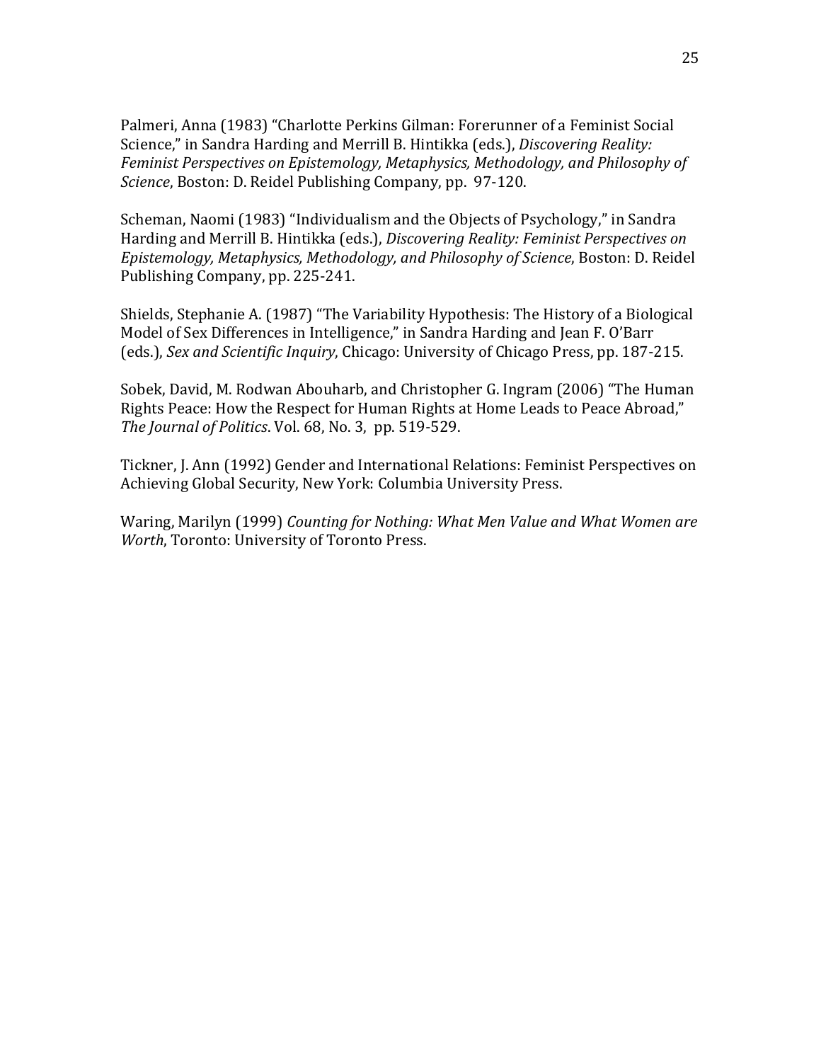Palmeri, Anna (1983) "Charlotte Perkins Gilman: Forerunner of a Feminist Social Science," in Sandra Harding and Merrill B. Hintikka (eds.), *Discovering Reality: Feminist Perspectives on Epistemology, Metaphysics, Methodology, and Philosophy of Science*, Boston: D. Reidel Publishing Company, pp. 97-120.

Scheman, Naomi (1983) "Individualism and the Objects of Psychology," in Sandra Harding and Merrill B. Hintikka (eds.), *Discovering Reality: Feminist Perspectives on Epistemology, Metaphysics, Methodology, and Philosophy of Science*, Boston: D. Reidel Publishing Company, pp. 225-241.

Shields, Stephanie A. (1987) "The Variability Hypothesis: The History of a Biological Model of Sex Differences in Intelligence," in Sandra Harding and Jean F. O'Barr (eds.), *Sex and Scientific Inquiry*, Chicago: University of Chicago Press, pp. 187-215.

Sobek, David, M. Rodwan Abouharb, and Christopher G. Ingram (2006) "The Human Rights Peace: How the Respect for Human Rights at Home Leads to Peace Abroad," *The Journal of Politics*. Vol. 68, No. 3, pp. 519-529.

Tickner, J. Ann (1992) Gender and International Relations: Feminist Perspectives on Achieving Global Security, New York: Columbia University Press.

Waring, Marilyn (1999) *Counting for Nothing: What Men Value and What Women are Worth*, Toronto: University of Toronto Press.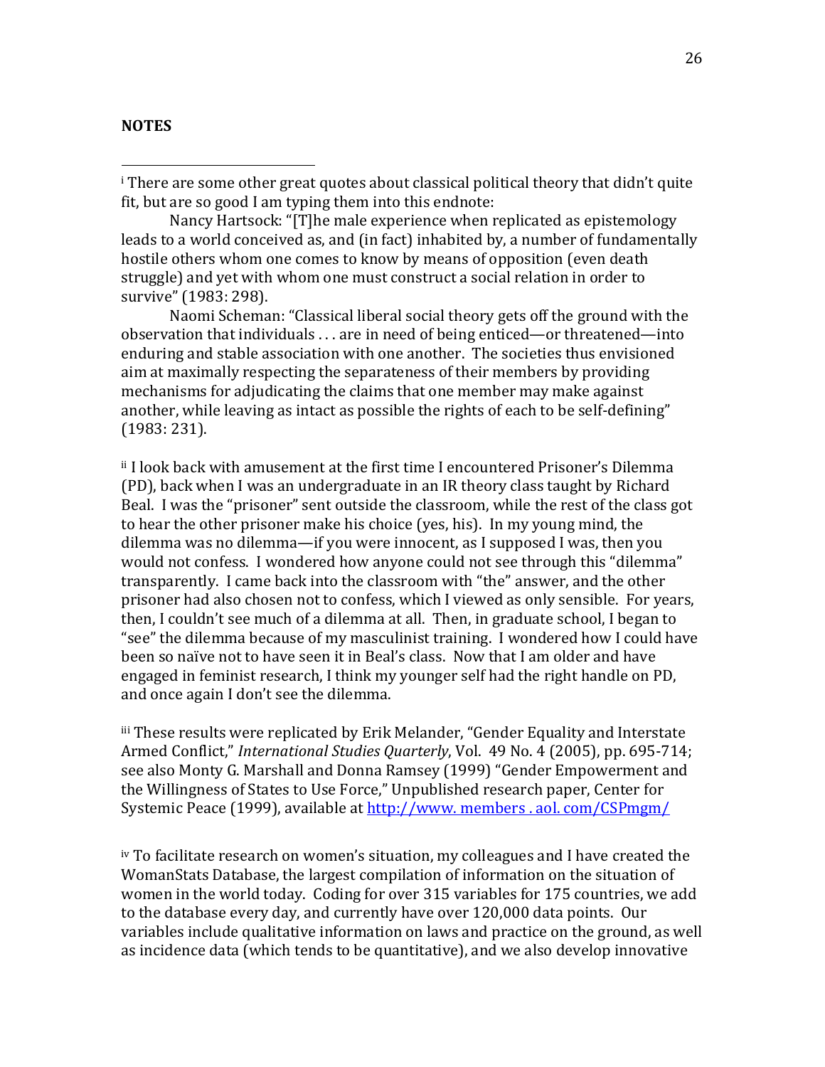**NOTES**

---

[i] There are some other great quotes about classical political theory that didn't quite fit, but are so good I am typing them into this endnote:

Nancy Hartsock: "[T]he male experience when replicated as epistemology leads to a world conceived as, and (in fact) inhabited by, a number of fundamentally hostile others whom one comes to know by means of opposition (even death struggle) and yet with whom one must construct a social relation in order to survive" (1983: 298).

Naomi Scheman: "Classical liberal social theory gets off the ground with the observation that individuals . . . are in need of being enticed—or threatened—into enduring and stable association with one another. The societies thus envisioned aim at maximally respecting the separateness of their members by providing mechanisms for adjudicating the claims that one member may make against another, while leaving as intact as possible the rights of each to be self-defining" (1983: 231).

[ii] I look back with amusement at the first time I encountered Prisoner's Dilemma (PD), back when I was an undergraduate in an IR theory class taught by Richard Beal. I was the "prisoner" sent outside the classroom, while the rest of the class got to hear the other prisoner make his choice (yes, his). In my young mind, the dilemma was no dilemma—if you were innocent, as I supposed I was, then you would not confess. I wondered how anyone could not see through this "dilemma" transparently. I came back into the classroom with "the" answer, and the other prisoner had also chosen not to confess, which I viewed as only sensible. For years, then, I couldn't see much of a dilemma at all. Then, in graduate school, I began to "see" the dilemma because of my masculinist training. I wondered how I could have been so naïve not to have seen it in Beal's class. Now that I am older and have engaged in feminist research, I think my younger self had the right handle on PD, and once again I don't see the dilemma.

[iii] These results were replicated by Erik Melander, "Gender Equality and Interstate Armed Conflict," *International Studies Quarterly*, Vol. 49 No. 4 (2005), pp. 695-714; see also Monty G. Marshall and Donna Ramsey (1999) "Gender Empowerment and the Willingness of States to Use Force," Unpublished research paper, Center for Systemic Peace (1999), available at http://www. members . aol. com/CSPmgm/

[iv] To facilitate research on women's situation, my colleagues and I have created the WomanStats Database, the largest compilation of information on the situation of women in the world today. Coding for over 315 variables for 175 countries, we add to the database every day, and currently have over 120,000 data points. Our variables include qualitative information on laws and practice on the ground, as well as incidence data (which tends to be quantitative), and we also develop innovative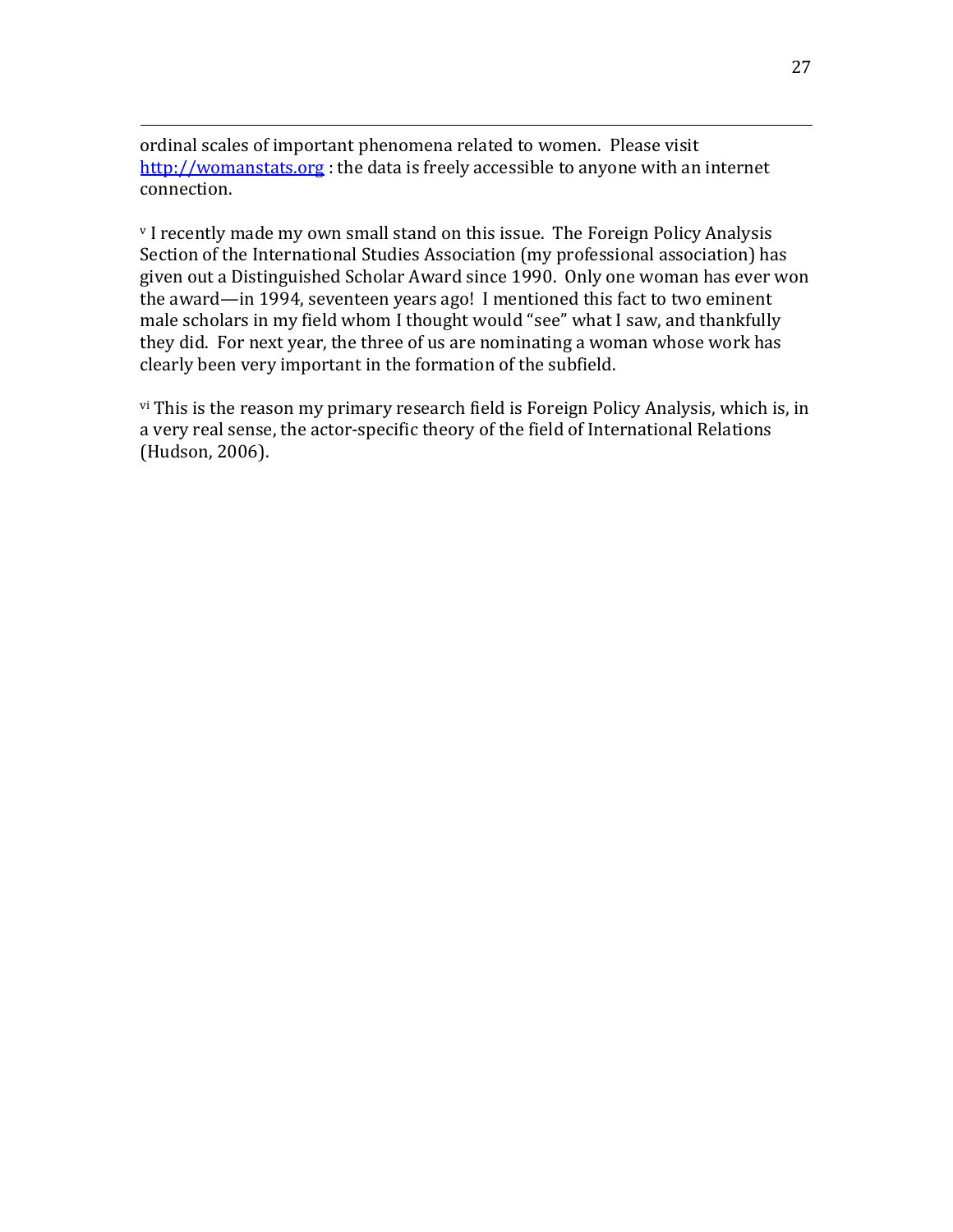ordinal scales of important phenomena related to women. Please visit [http://womanstats.org](http://womanstats.org) : the data is freely accessible to anyone with an internet connection.

[v] I recently made my own small stand on this issue. The Foreign Policy Analysis Section of the International Studies Association (my professional association) has given out a Distinguished Scholar Award since 1990. Only one woman has ever won the award—in 1994, seventeen years ago! I mentioned this fact to two eminent male scholars in my field whom I thought would "see" what I saw, and thankfully they did. For next year, the three of us are nominating a woman whose work has clearly been very important in the formation of the subfield.

[vi] This is the reason my primary research field is Foreign Policy Analysis, which is, in a very real sense, the actor-specific theory of the field of International Relations (Hudson, 2006).